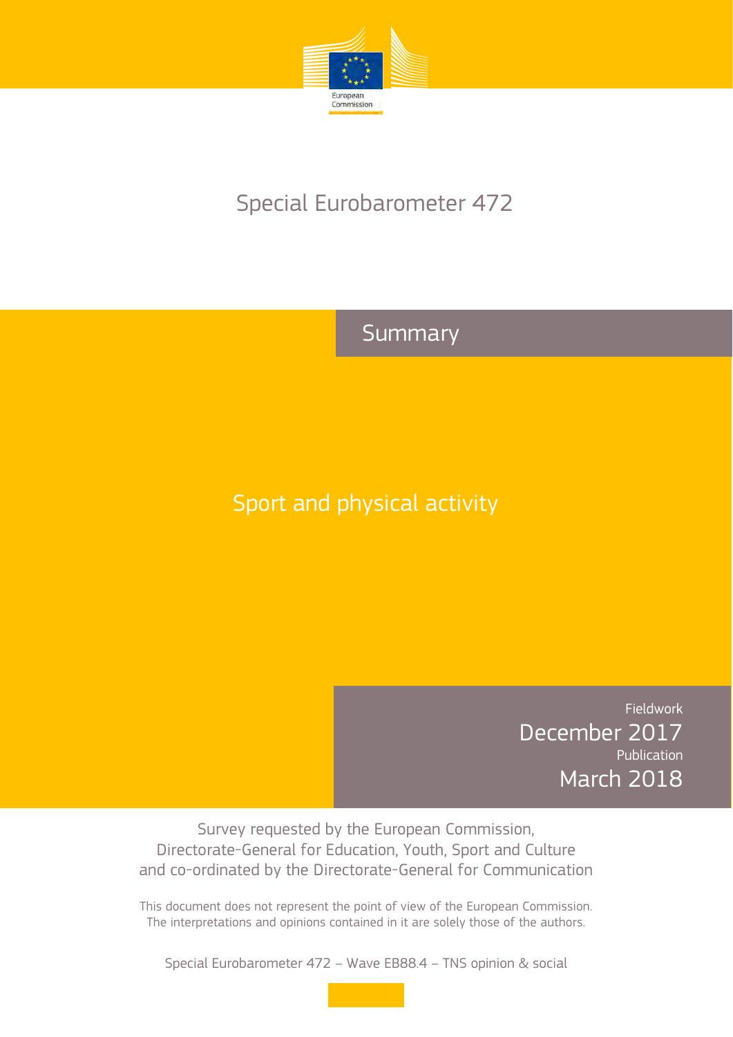European Commission

# Special Eurobarometer 472

## Summary

# Sport and physical activity

Fieldwork
December 2017
Publication
March 2018

Survey requested by the European Commission,
Directorate-General for Education, Youth, Sport and Culture
and co-ordinated by the Directorate-General for Communication

This document does not represent the point of view of the European Commission.
The interpretations and opinions contained in it are solely those of the authors.

Special Eurobarometer 472 – Wave EB88.4 – TNS opinion & social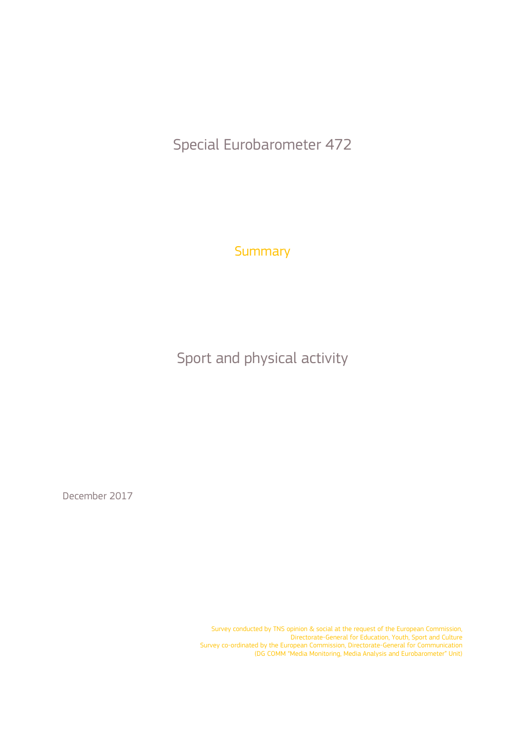# Special Eurobarometer 472

## Summary

# Sport and physical activity

December 2017

Survey conducted by TNS opinion & social at the request of the European Commission, Directorate-General for Education, Youth, Sport and Culture

Survey co-ordinated by the European Commission, Directorate-General for Communication (DG COMM "Media Monitoring, Media Analysis and Eurobarometer" Unit)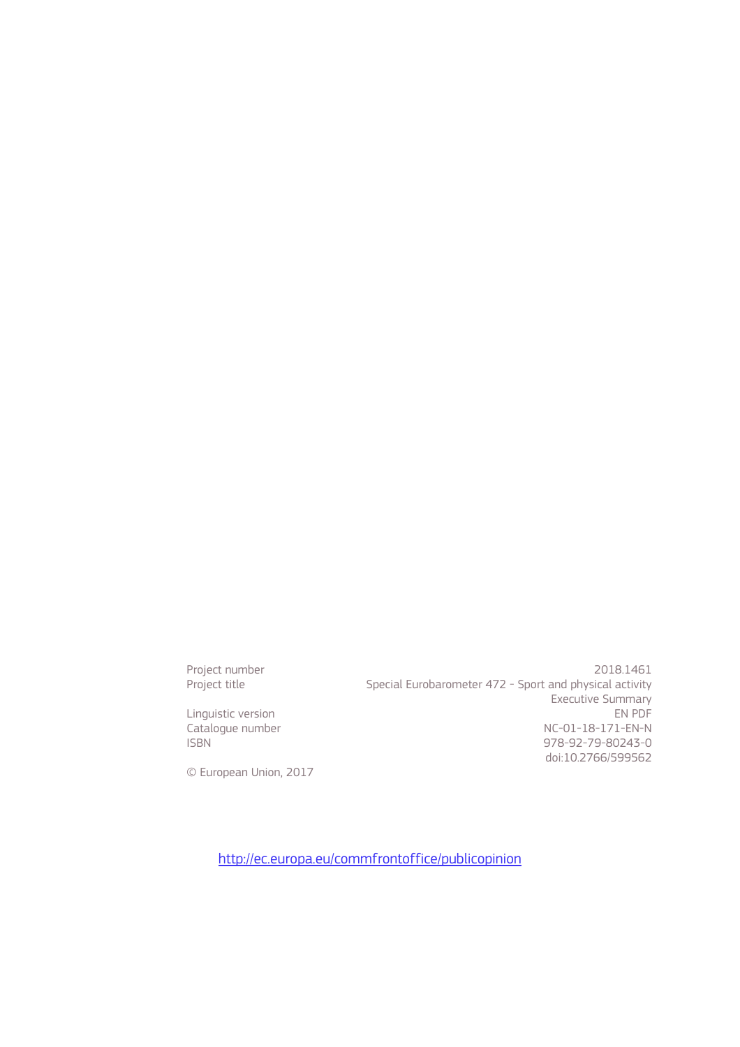| | |
|---|---|
| Project number | 2018.1461 |
| Project title | Special Eurobarometer 472 - Sport and physical activity<br>Executive Summary |
| Linguistic version | EN PDF |
| Catalogue number | NC-01-18-171-EN-N |
| ISBN | 978-92-79-80243-0 |
| | doi:10.2766/599562 |

© European Union, 2017

http://ec.europa.eu/commfrontoffice/publicopinion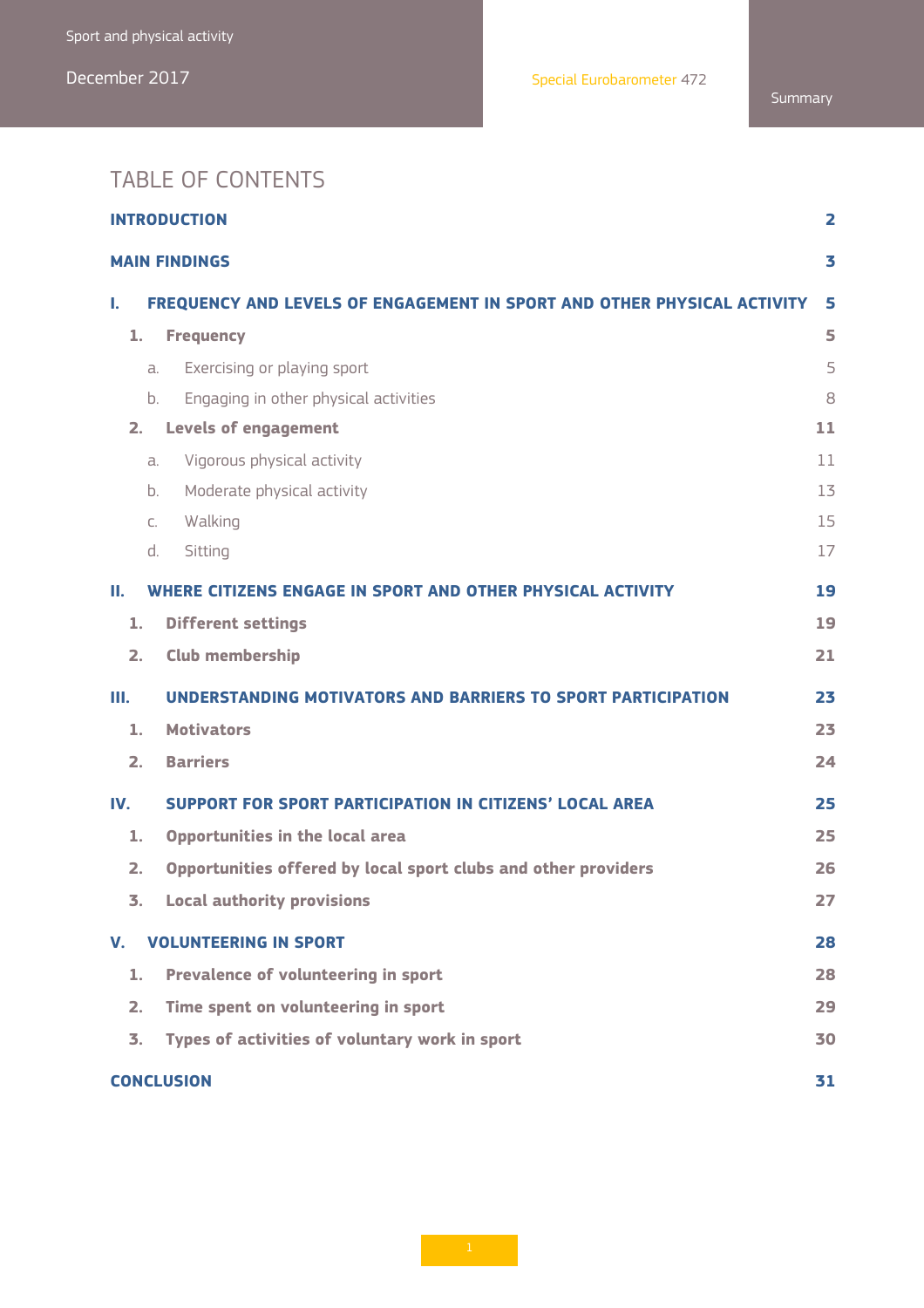# TABLE OF CONTENTS

**INTRODUCTION** 2

**MAIN FINDINGS** 3

**I. FREQUENCY AND LEVELS OF ENGAGEMENT IN SPORT AND OTHER PHYSICAL ACTIVITY** 5

- **1. Frequency** 5
  - a. Exercising or playing sport 5
  - b. Engaging in other physical activities 8
- **2. Levels of engagement** 11
  - a. Vigorous physical activity 11
  - b. Moderate physical activity 13
  - c. Walking 15
  - d. Sitting 17

**II. WHERE CITIZENS ENGAGE IN SPORT AND OTHER PHYSICAL ACTIVITY** 19

- **1. Different settings** 19
- **2. Club membership** 21

**III. UNDERSTANDING MOTIVATORS AND BARRIERS TO SPORT PARTICIPATION** 23

- **1. Motivators** 23
- **2. Barriers** 24

**IV. SUPPORT FOR SPORT PARTICIPATION IN CITIZENS' LOCAL AREA** 25

- **1. Opportunities in the local area** 25
- **2. Opportunities offered by local sport clubs and other providers** 26
- **3. Local authority provisions** 27

**V. VOLUNTEERING IN SPORT** 28

- **1. Prevalence of volunteering in sport** 28
- **2. Time spent on volunteering in sport** 29
- **3. Types of activities of voluntary work in sport** 30

**CONCLUSION** 31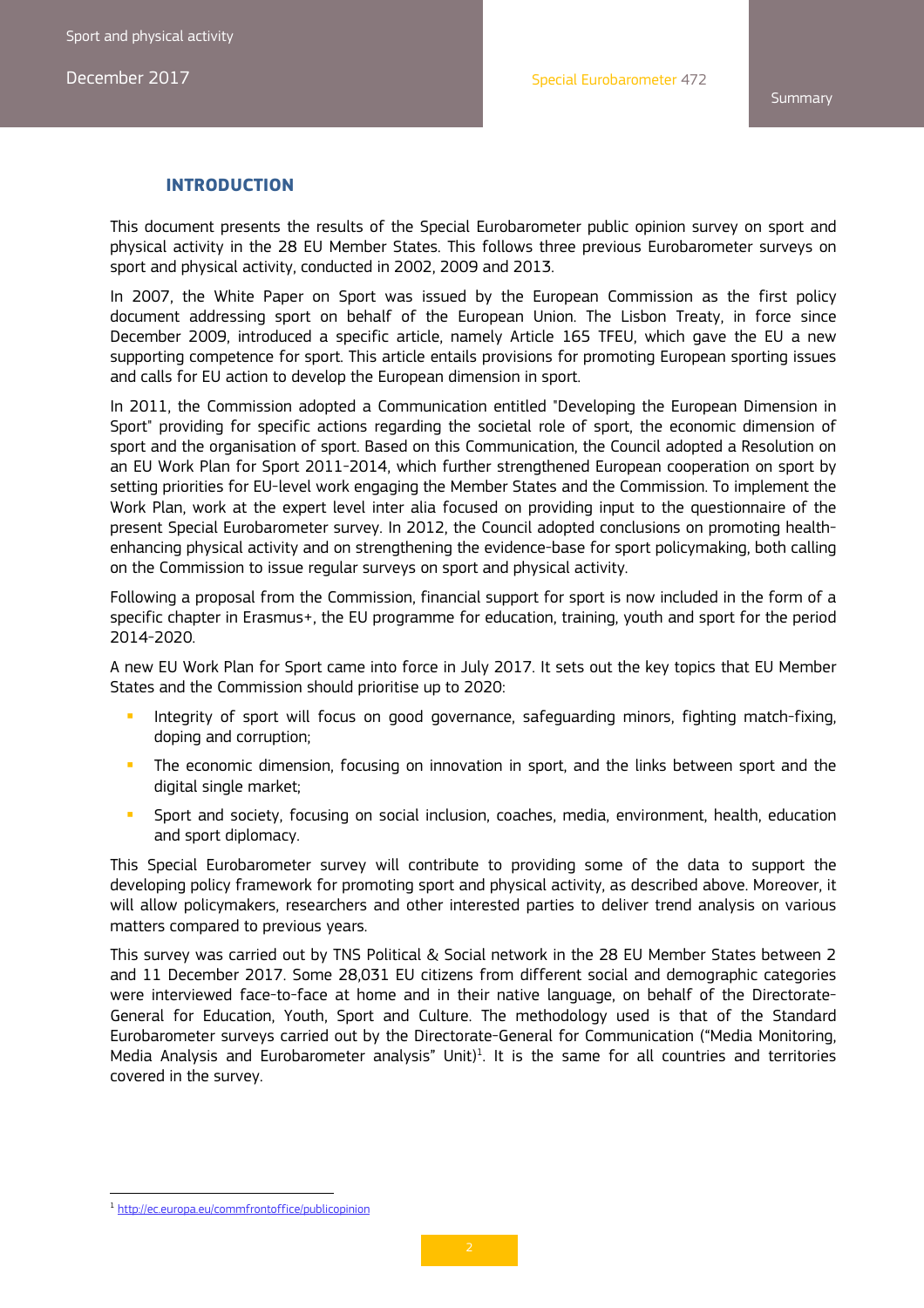# INTRODUCTION

This document presents the results of the Special Eurobarometer public opinion survey on sport and physical activity in the 28 EU Member States. This follows three previous Eurobarometer surveys on sport and physical activity, conducted in 2002, 2009 and 2013.

In 2007, the White Paper on Sport was issued by the European Commission as the first policy document addressing sport on behalf of the European Union. The Lisbon Treaty, in force since December 2009, introduced a specific article, namely Article 165 TFEU, which gave the EU a new supporting competence for sport. This article entails provisions for promoting European sporting issues and calls for EU action to develop the European dimension in sport.

In 2011, the Commission adopted a Communication entitled "Developing the European Dimension in Sport" providing for specific actions regarding the societal role of sport, the economic dimension of sport and the organisation of sport. Based on this Communication, the Council adopted a Resolution on an EU Work Plan for Sport 2011-2014, which further strengthened European cooperation on sport by setting priorities for EU-level work engaging the Member States and the Commission. To implement the Work Plan, work at the expert level inter alia focused on providing input to the questionnaire of the present Special Eurobarometer survey. In 2012, the Council adopted conclusions on promoting health-enhancing physical activity and on strengthening the evidence-base for sport policymaking, both calling on the Commission to issue regular surveys on sport and physical activity.

Following a proposal from the Commission, financial support for sport is now included in the form of a specific chapter in Erasmus+, the EU programme for education, training, youth and sport for the period 2014-2020.

A new EU Work Plan for Sport came into force in July 2017. It sets out the key topics that EU Member States and the Commission should prioritise up to 2020:

- Integrity of sport will focus on good governance, safeguarding minors, fighting match-fixing, doping and corruption;
- The economic dimension, focusing on innovation in sport, and the links between sport and the digital single market;
- Sport and society, focusing on social inclusion, coaches, media, environment, health, education and sport diplomacy.

This Special Eurobarometer survey will contribute to providing some of the data to support the developing policy framework for promoting sport and physical activity, as described above. Moreover, it will allow policymakers, researchers and other interested parties to deliver trend analysis on various matters compared to previous years.

This survey was carried out by TNS Political & Social network in the 28 EU Member States between 2 and 11 December 2017. Some 28,031 EU citizens from different social and demographic categories were interviewed face-to-face at home and in their native language, on behalf of the Directorate-General for Education, Youth, Sport and Culture. The methodology used is that of the Standard Eurobarometer surveys carried out by the Directorate-General for Communication ("Media Monitoring, Media Analysis and Eurobarometer analysis" Unit)[1]. It is the same for all countries and territories covered in the survey.

[1] http://ec.europa.eu/commfrontoffice/publicopinion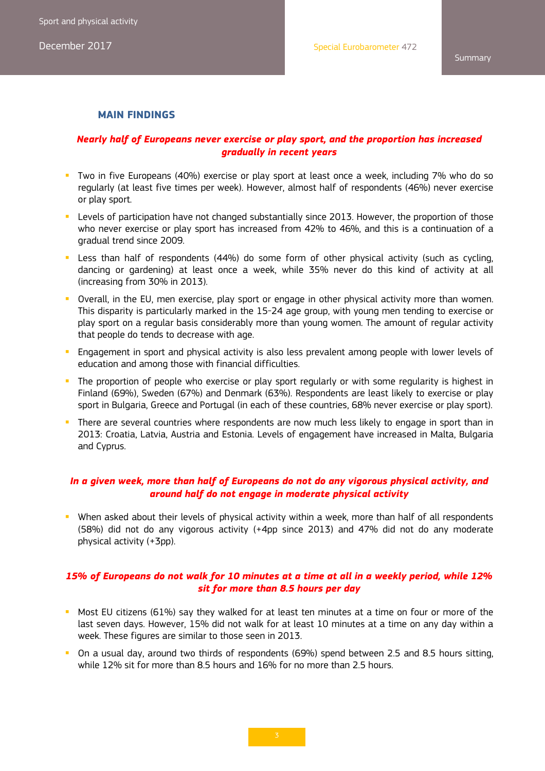## MAIN FINDINGS

***Nearly half of Europeans never exercise or play sport, and the proportion has increased gradually in recent years***

- Two in five Europeans (40%) exercise or play sport at least once a week, including 7% who do so regularly (at least five times per week). However, almost half of respondents (46%) never exercise or play sport.
- Levels of participation have not changed substantially since 2013. However, the proportion of those who never exercise or play sport has increased from 42% to 46%, and this is a continuation of a gradual trend since 2009.
- Less than half of respondents (44%) do some form of other physical activity (such as cycling, dancing or gardening) at least once a week, while 35% never do this kind of activity at all (increasing from 30% in 2013).
- Overall, in the EU, men exercise, play sport or engage in other physical activity more than women. This disparity is particularly marked in the 15-24 age group, with young men tending to exercise or play sport on a regular basis considerably more than young women. The amount of regular activity that people do tends to decrease with age.
- Engagement in sport and physical activity is also less prevalent among people with lower levels of education and among those with financial difficulties.
- The proportion of people who exercise or play sport regularly or with some regularity is highest in Finland (69%), Sweden (67%) and Denmark (63%). Respondents are least likely to exercise or play sport in Bulgaria, Greece and Portugal (in each of these countries, 68% never exercise or play sport).
- There are several countries where respondents are now much less likely to engage in sport than in 2013: Croatia, Latvia, Austria and Estonia. Levels of engagement have increased in Malta, Bulgaria and Cyprus.

***In a given week, more than half of Europeans do not do any vigorous physical activity, and around half do not engage in moderate physical activity***

- When asked about their levels of physical activity within a week, more than half of all respondents (58%) did not do any vigorous activity (+4pp since 2013) and 47% did not do any moderate physical activity (+3pp).

***15% of Europeans do not walk for 10 minutes at a time at all in a weekly period, while 12% sit for more than 8.5 hours per day***

- Most EU citizens (61%) say they walked for at least ten minutes at a time on four or more of the last seven days. However, 15% did not walk for at least 10 minutes at a time on any day within a week. These figures are similar to those seen in 2013.
- On a usual day, around two thirds of respondents (69%) spend between 2.5 and 8.5 hours sitting, while 12% sit for more than 8.5 hours and 16% for no more than 2.5 hours.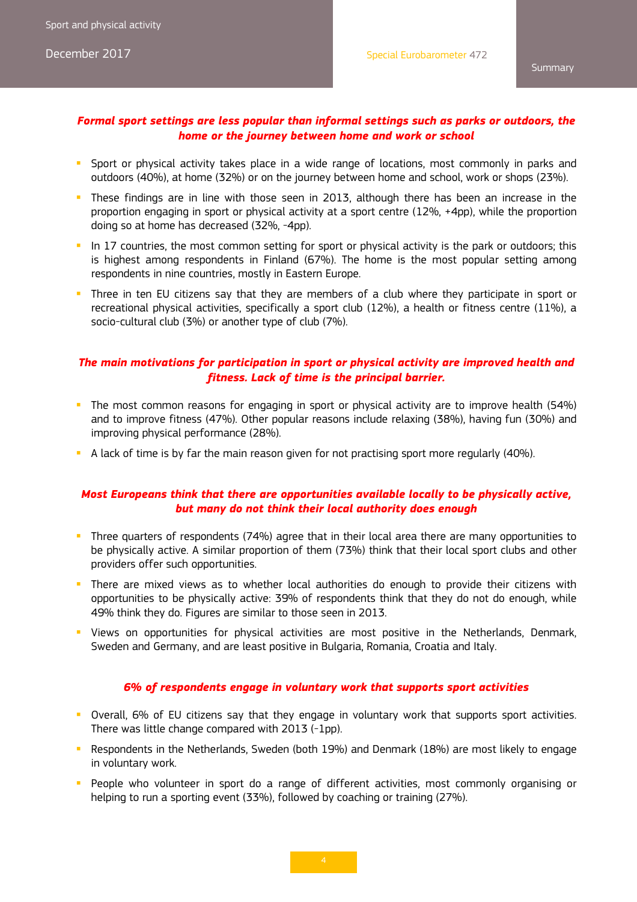***Formal sport settings are less popular than informal settings such as parks or outdoors, the home or the journey between home and work or school***

- Sport or physical activity takes place in a wide range of locations, most commonly in parks and outdoors (40%), at home (32%) or on the journey between home and school, work or shops (23%).
- These findings are in line with those seen in 2013, although there has been an increase in the proportion engaging in sport or physical activity at a sport centre (12%, +4pp), while the proportion doing so at home has decreased (32%, -4pp).
- In 17 countries, the most common setting for sport or physical activity is the park or outdoors; this is highest among respondents in Finland (67%). The home is the most popular setting among respondents in nine countries, mostly in Eastern Europe.
- Three in ten EU citizens say that they are members of a club where they participate in sport or recreational physical activities, specifically a sport club (12%), a health or fitness centre (11%), a socio-cultural club (3%) or another type of club (7%).

***The main motivations for participation in sport or physical activity are improved health and fitness. Lack of time is the principal barrier.***

- The most common reasons for engaging in sport or physical activity are to improve health (54%) and to improve fitness (47%). Other popular reasons include relaxing (38%), having fun (30%) and improving physical performance (28%).
- A lack of time is by far the main reason given for not practising sport more regularly (40%).

***Most Europeans think that there are opportunities available locally to be physically active, but many do not think their local authority does enough***

- Three quarters of respondents (74%) agree that in their local area there are many opportunities to be physically active. A similar proportion of them (73%) think that their local sport clubs and other providers offer such opportunities.
- There are mixed views as to whether local authorities do enough to provide their citizens with opportunities to be physically active: 39% of respondents think that they do not do enough, while 49% think they do. Figures are similar to those seen in 2013.
- Views on opportunities for physical activities are most positive in the Netherlands, Denmark, Sweden and Germany, and are least positive in Bulgaria, Romania, Croatia and Italy.

***6% of respondents engage in voluntary work that supports sport activities***

- Overall, 6% of EU citizens say that they engage in voluntary work that supports sport activities. There was little change compared with 2013 (-1pp).
- Respondents in the Netherlands, Sweden (both 19%) and Denmark (18%) are most likely to engage in voluntary work.
- People who volunteer in sport do a range of different activities, most commonly organising or helping to run a sporting event (33%), followed by coaching or training (27%).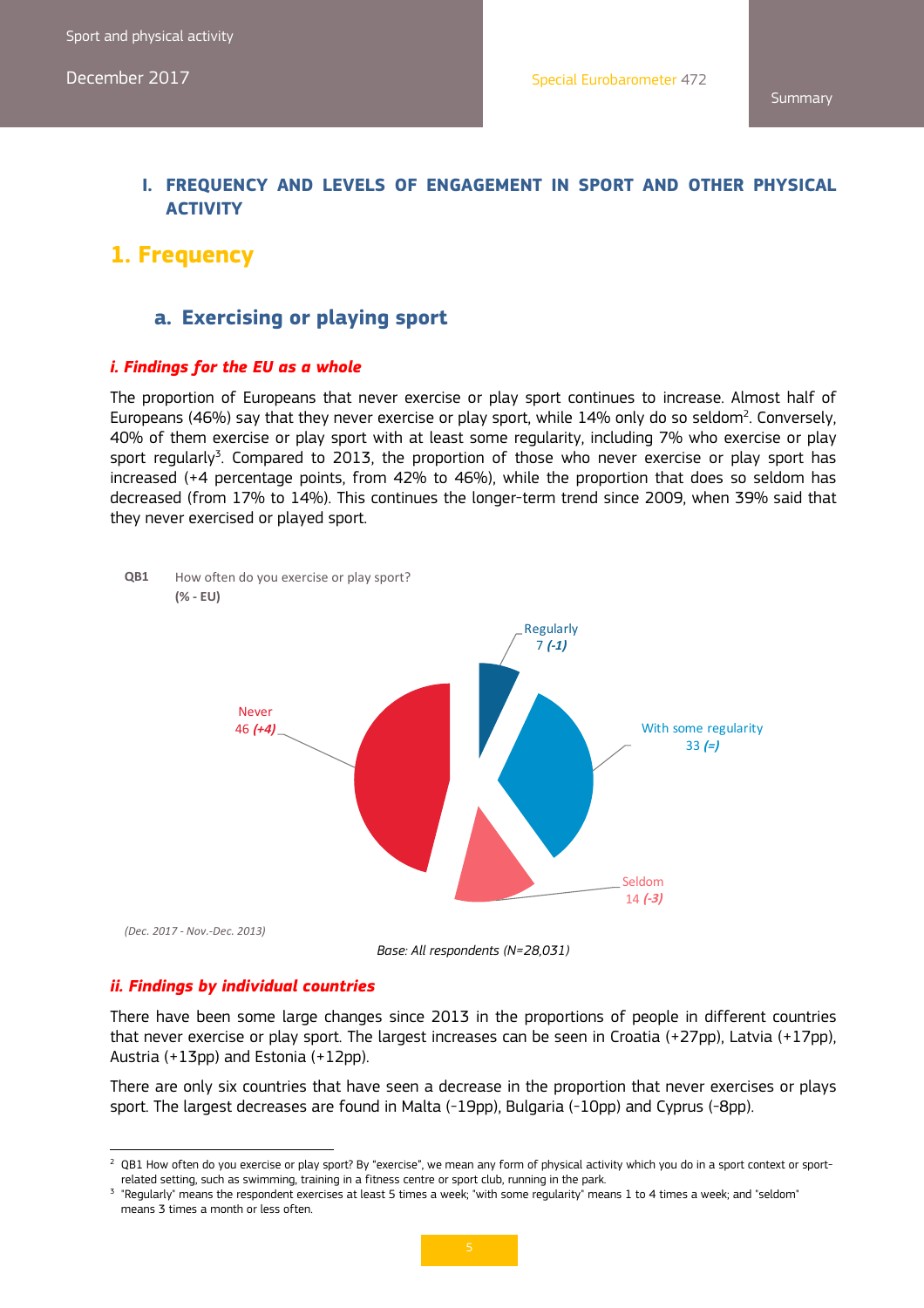# I. FREQUENCY AND LEVELS OF ENGAGEMENT IN SPORT AND OTHER PHYSICAL ACTIVITY

## 1. Frequency

### a. Exercising or playing sport

#### *i. Findings for the EU as a whole*

The proportion of Europeans that never exercise or play sport continues to increase. Almost half of Europeans (46%) say that they never exercise or play sport, while 14% only do so seldom[2]. Conversely, 40% of them exercise or play sport with at least some regularity, including 7% who exercise or play sport regularly[3]. Compared to 2013, the proportion of those who never exercise or play sport has increased (+4 percentage points, from 42% to 46%), while the proportion that does so seldom has decreased (from 17% to 14%). This continues the longer-term trend since 2009, when 39% said that they never exercised or played sport.

**QB1** How often do you exercise or play sport?
**(% - EU)**

- Regularly: 7 *(-1)*
- With some regularity: 33 *(=)*
- Seldom: 14 *(-3)*
- Never: 46 *(+4)*

*(Dec. 2017 - Nov.-Dec. 2013)*

*Base: All respondents (N=28,031)*

#### *ii. Findings by individual countries*

There have been some large changes since 2013 in the proportions of people in different countries that never exercise or play sport. The largest increases can be seen in Croatia (+27pp), Latvia (+17pp), Austria (+13pp) and Estonia (+12pp).

There are only six countries that have seen a decrease in the proportion that never exercises or plays sport. The largest decreases are found in Malta (-19pp), Bulgaria (-10pp) and Cyprus (-8pp).

---

[2] QB1 How often do you exercise or play sport? By "exercise", we mean any form of physical activity which you do in a sport context or sport-related setting, such as swimming, training in a fitness centre or sport club, running in the park.

[3] "Regularly" means the respondent exercises at least 5 times a week; "with some regularity" means 1 to 4 times a week; and "seldom" means 3 times a month or less often.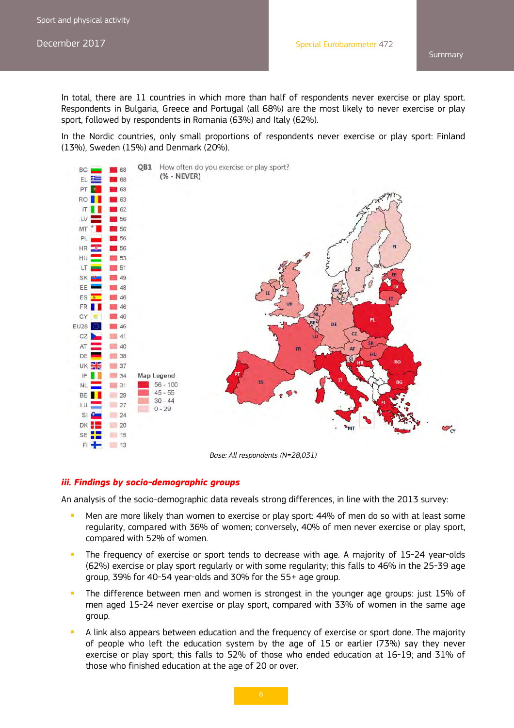In total, there are 11 countries in which more than half of respondents never exercise or play sport. Respondents in Bulgaria, Greece and Portugal (all 68%) are the most likely to never exercise or play sport, followed by respondents in Romania (63%) and Italy (62%).

In the Nordic countries, only small proportions of respondents never exercise or play sport: Finland (13%), Sweden (15%) and Denmark (20%).

**QB1** How often do you exercise or play sport?
**(% - NEVER)**

| Country | % |
|---|---|
| BG | 68 |
| EL | 68 |
| PT | 68 |
| RO | 63 |
| IT | 62 |
| LV | 56 |
| MT | 56 |
| PL | 56 |
| HR | 56 |
| HU | 53 |
| LT | 51 |
| SK | 49 |
| EE | 48 |
| ES | 46 |
| FR | 46 |
| CY | 46 |
| EU28 | 46 |
| CZ | 41 |
| AT | 40 |
| DE | 38 |
| UK | 37 |
| IE | 34 |
| NL | 31 |
| BE | 29 |
| LU | 27 |
| SI | 24 |
| DK | 20 |
| SE | 15 |
| FI | 13 |

Map Legend
- 56 - 100
- 45 - 55
- 30 - 44
- 0 - 29

*Base: All respondents (N=28,031)*

### *iii. Findings by socio-demographic groups*

An analysis of the socio-demographic data reveals strong differences, in line with the 2013 survey:

- Men are more likely than women to exercise or play sport: 44% of men do so with at least some regularity, compared with 36% of women; conversely, 40% of men never exercise or play sport, compared with 52% of women.
- The frequency of exercise or sport tends to decrease with age. A majority of 15-24 year-olds (62%) exercise or play sport regularly or with some regularity; this falls to 46% in the 25-39 age group, 39% for 40-54 year-olds and 30% for the 55+ age group.
- The difference between men and women is strongest in the younger age groups: just 15% of men aged 15-24 never exercise or play sport, compared with 33% of women in the same age group.
- A link also appears between education and the frequency of exercise or sport done. The majority of people who left the education system by the age of 15 or earlier (73%) say they never exercise or play sport; this falls to 52% of those who ended education at 16-19; and 31% of those who finished education at the age of 20 or over.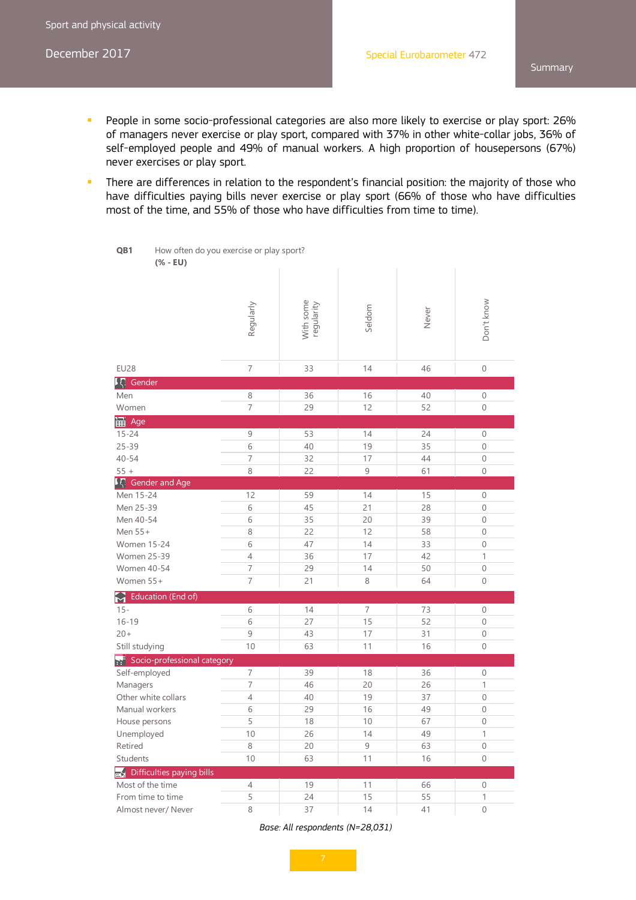- People in some socio-professional categories are also more likely to exercise or play sport: 26% of managers never exercise or play sport, compared with 37% in other white-collar jobs, 36% of self-employed people and 49% of manual workers. A high proportion of housepersons (67%) never exercises or play sport.
- There are differences in relation to the respondent's financial position: the majority of those who have difficulties paying bills never exercise or play sport (66% of those who have difficulties most of the time, and 55% of those who have difficulties from time to time).

**QB1** How often do you exercise or play sport?
**(% - EU)**

| | Regularly | With some regularity | Seldom | Never | Don't know |
|---|---|---|---|---|---|
| EU28 | 7 | 33 | 14 | 46 | 0 |
| **Gender** | | | | | |
| Men | 8 | 36 | 16 | 40 | 0 |
| Women | 7 | 29 | 12 | 52 | 0 |
| **Age** | | | | | |
| 15-24 | 9 | 53 | 14 | 24 | 0 |
| 25-39 | 6 | 40 | 19 | 35 | 0 |
| 40-54 | 7 | 32 | 17 | 44 | 0 |
| 55 + | 8 | 22 | 9 | 61 | 0 |
| **Gender and Age** | | | | | |
| Men 15-24 | 12 | 59 | 14 | 15 | 0 |
| Men 25-39 | 6 | 45 | 21 | 28 | 0 |
| Men 40-54 | 6 | 35 | 20 | 39 | 0 |
| Men 55+ | 8 | 22 | 12 | 58 | 0 |
| Women 15-24 | 6 | 47 | 14 | 33 | 0 |
| Women 25-39 | 4 | 36 | 17 | 42 | 1 |
| Women 40-54 | 7 | 29 | 14 | 50 | 0 |
| Women 55+ | 7 | 21 | 8 | 64 | 0 |
| **Education (End of)** | | | | | |
| 15- | 6 | 14 | 7 | 73 | 0 |
| 16-19 | 6 | 27 | 15 | 52 | 0 |
| 20+ | 9 | 43 | 17 | 31 | 0 |
| Still studying | 10 | 63 | 11 | 16 | 0 |
| **Socio-professional category** | | | | | |
| Self-employed | 7 | 39 | 18 | 36 | 0 |
| Managers | 7 | 46 | 20 | 26 | 1 |
| Other white collars | 4 | 40 | 19 | 37 | 0 |
| Manual workers | 6 | 29 | 16 | 49 | 0 |
| House persons | 5 | 18 | 10 | 67 | 0 |
| Unemployed | 10 | 26 | 14 | 49 | 1 |
| Retired | 8 | 20 | 9 | 63 | 0 |
| Students | 10 | 63 | 11 | 16 | 0 |
| **Difficulties paying bills** | | | | | |
| Most of the time | 4 | 19 | 11 | 66 | 0 |
| From time to time | 5 | 24 | 15 | 55 | 1 |
| Almost never/ Never | 8 | 37 | 14 | 41 | 0 |

*Base: All respondents (N=28,031)*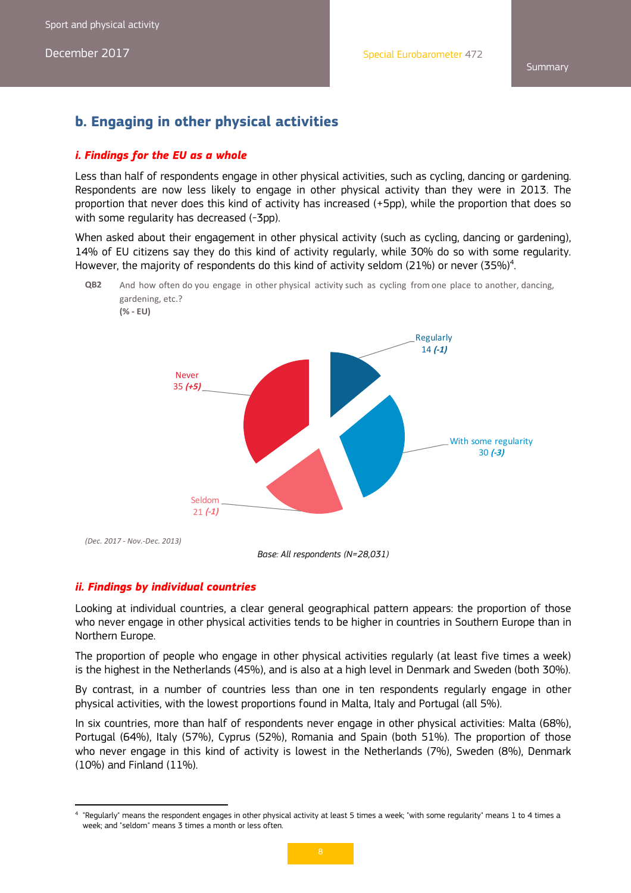## b. Engaging in other physical activities

### *i. Findings for the EU as a whole*

Less than half of respondents engage in other physical activities, such as cycling, dancing or gardening. Respondents are now less likely to engage in other physical activity than they were in 2013. The proportion that never does this kind of activity has increased (+5pp), while the proportion that does so with some regularity has decreased (-3pp).

When asked about their engagement in other physical activity (such as cycling, dancing or gardening), 14% of EU citizens say they do this kind of activity regularly, while 30% do so with some regularity. However, the majority of respondents do this kind of activity seldom (21%) or never (35%)[4].

**QB2** And how often do you engage in other physical activity such as cycling from one place to another, dancing, gardening, etc.?
**(% - EU)**

Regularly 14 *(-1)*

With some regularity 30 *(-3)*

Seldom 21 *(-1)*

Never 35 *(+5)*

*(Dec. 2017 - Nov.-Dec. 2013)*

*Base: All respondents (N=28,031)*

### *ii. Findings by individual countries*

Looking at individual countries, a clear general geographical pattern appears: the proportion of those who never engage in other physical activities tends to be higher in countries in Southern Europe than in Northern Europe.

The proportion of people who engage in other physical activities regularly (at least five times a week) is the highest in the Netherlands (45%), and is also at a high level in Denmark and Sweden (both 30%).

By contrast, in a number of countries less than one in ten respondents regularly engage in other physical activities, with the lowest proportions found in Malta, Italy and Portugal (all 5%).

In six countries, more than half of respondents never engage in other physical activities: Malta (68%), Portugal (64%), Italy (57%), Cyprus (52%), Romania and Spain (both 51%). The proportion of those who never engage in this kind of activity is lowest in the Netherlands (7%), Sweden (8%), Denmark (10%) and Finland (11%).

[4] "Regularly" means the respondent engages in other physical activity at least 5 times a week; "with some regularity" means 1 to 4 times a week; and "seldom" means 3 times a month or less often.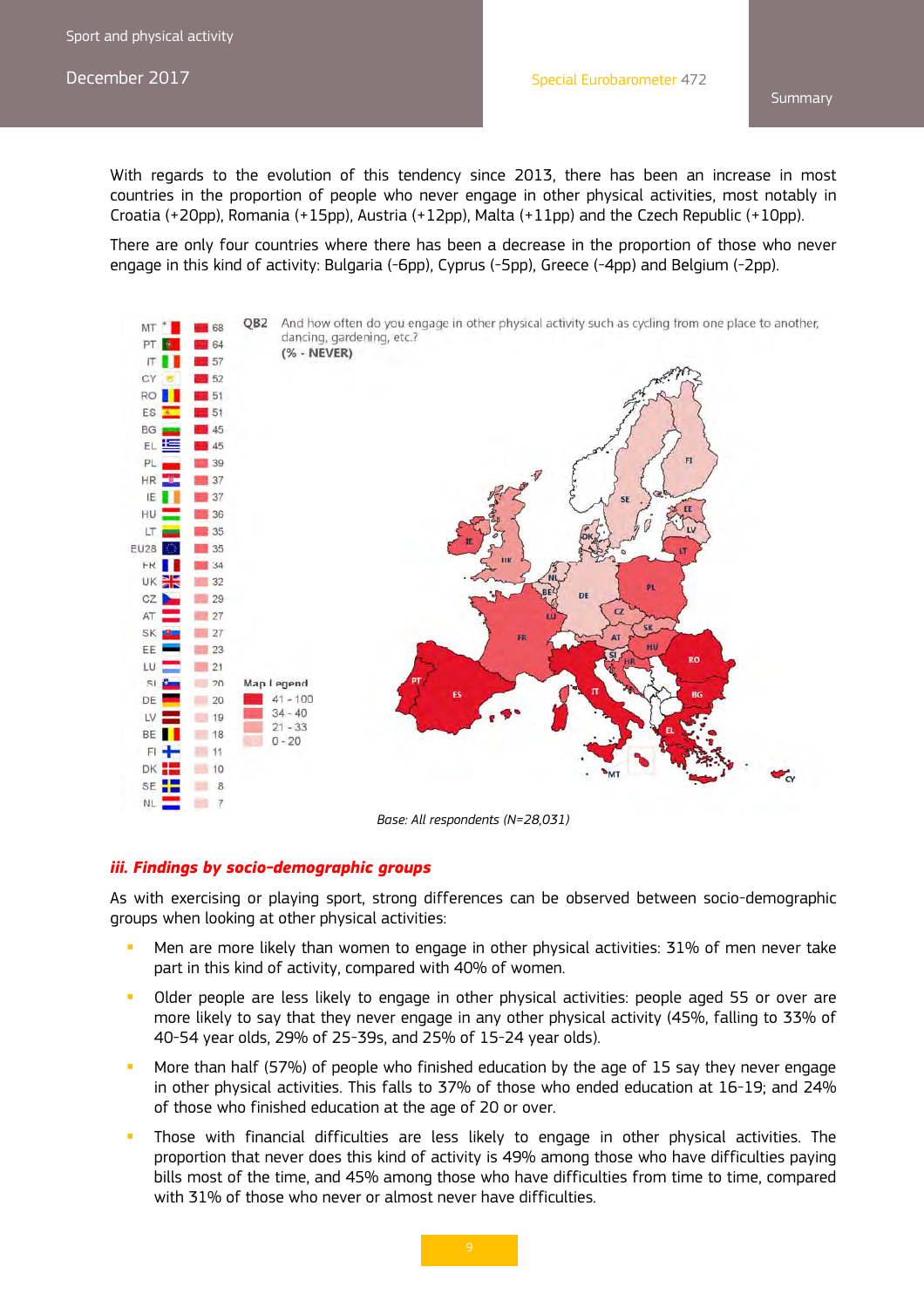With regards to the evolution of this tendency since 2013, there has been an increase in most countries in the proportion of people who never engage in other physical activities, most notably in Croatia (+20pp), Romania (+15pp), Austria (+12pp), Malta (+11pp) and the Czech Republic (+10pp).

There are only four countries where there has been a decrease in the proportion of those who never engage in this kind of activity: Bulgaria (-6pp), Cyprus (-5pp), Greece (-4pp) and Belgium (-2pp).

QB2 And how often do you engage in other physical activity such as cycling from one place to another, dancing, gardening, etc.?
**(% - NEVER)**

| Country | % |
|---|---|
| MT | 68 |
| PT | 64 |
| IT | 57 |
| CY | 52 |
| RO | 51 |
| ES | 51 |
| BG | 45 |
| EL | 45 |
| PL | 39 |
| HR | 37 |
| IE | 37 |
| HU | 36 |
| LT | 35 |
| EU28 | 35 |
| FR | 34 |
| UK | 32 |
| CZ | 29 |
| AT | 27 |
| SK | 27 |
| EE | 23 |
| LU | 21 |
| SI | 20 |
| DE | 20 |
| LV | 19 |
| BE | 18 |
| FI | 11 |
| DK | 10 |
| SE | 8 |
| NL | 7 |

Map Legend
- 41 - 100
- 34 - 40
- 21 - 33
- 0 - 20

*Base: All respondents (N=28,031)*

### *iii. Findings by socio-demographic groups*

As with exercising or playing sport, strong differences can be observed between socio-demographic groups when looking at other physical activities:

- Men are more likely than women to engage in other physical activities: 31% of men never take part in this kind of activity, compared with 40% of women.
- Older people are less likely to engage in other physical activities: people aged 55 or over are more likely to say that they never engage in any other physical activity (45%, falling to 33% of 40-54 year olds, 29% of 25-39s, and 25% of 15-24 year olds).
- More than half (57%) of people who finished education by the age of 15 say they never engage in other physical activities. This falls to 37% of those who ended education at 16-19; and 24% of those who finished education at the age of 20 or over.
- Those with financial difficulties are less likely to engage in other physical activities. The proportion that never does this kind of activity is 49% among those who have difficulties paying bills most of the time, and 45% among those who have difficulties from time to time, compared with 31% of those who never or almost never have difficulties.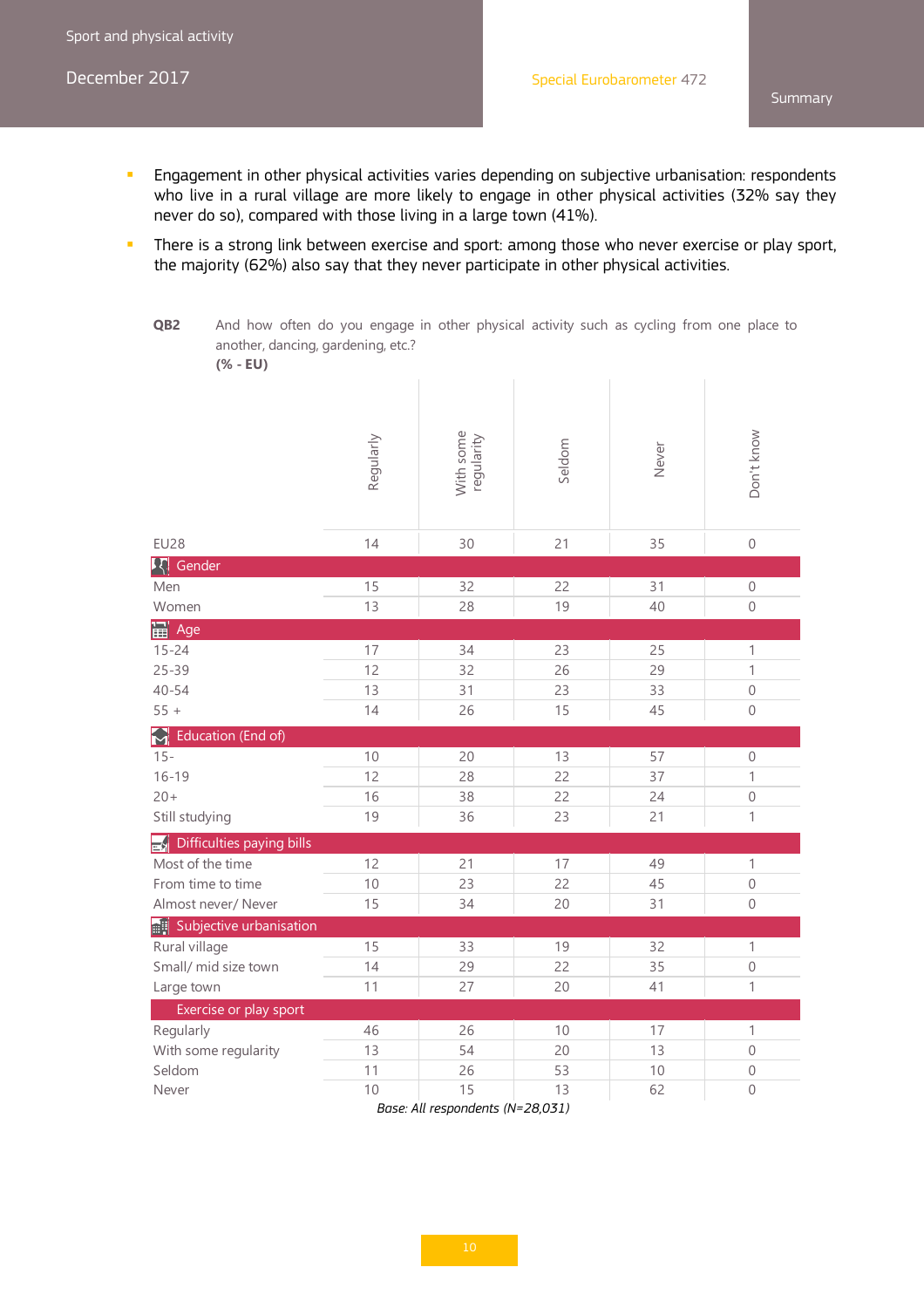- Engagement in other physical activities varies depending on subjective urbanisation: respondents who live in a rural village are more likely to engage in other physical activities (32% say they never do so), compared with those living in a large town (41%).
- There is a strong link between exercise and sport: among those who never exercise or play sport, the majority (62%) also say that they never participate in other physical activities.

**QB2** And how often do you engage in other physical activity such as cycling from one place to another, dancing, gardening, etc.?
**(% - EU)**

| | Regularly | With some regularity | Seldom | Never | Don't know |
|---|---|---|---|---|---|
| EU28 | 14 | 30 | 21 | 35 | 0 |
| **Gender** | | | | | |
| Men | 15 | 32 | 22 | 31 | 0 |
| Women | 13 | 28 | 19 | 40 | 0 |
| **Age** | | | | | |
| 15-24 | 17 | 34 | 23 | 25 | 1 |
| 25-39 | 12 | 32 | 26 | 29 | 1 |
| 40-54 | 13 | 31 | 23 | 33 | 0 |
| 55 + | 14 | 26 | 15 | 45 | 0 |
| **Education (End of)** | | | | | |
| 15- | 10 | 20 | 13 | 57 | 0 |
| 16-19 | 12 | 28 | 22 | 37 | 1 |
| 20+ | 16 | 38 | 22 | 24 | 0 |
| Still studying | 19 | 36 | 23 | 21 | 1 |
| **Difficulties paying bills** | | | | | |
| Most of the time | 12 | 21 | 17 | 49 | 1 |
| From time to time | 10 | 23 | 22 | 45 | 0 |
| Almost never/ Never | 15 | 34 | 20 | 31 | 0 |
| **Subjective urbanisation** | | | | | |
| Rural village | 15 | 33 | 19 | 32 | 1 |
| Small/ mid size town | 14 | 29 | 22 | 35 | 0 |
| Large town | 11 | 27 | 20 | 41 | 1 |
| **Exercise or play sport** | | | | | |
| Regularly | 46 | 26 | 10 | 17 | 1 |
| With some regularity | 13 | 54 | 20 | 13 | 0 |
| Seldom | 11 | 26 | 53 | 10 | 0 |
| Never | 10 | 15 | 13 | 62 | 0 |

*Base: All respondents (N=28,031)*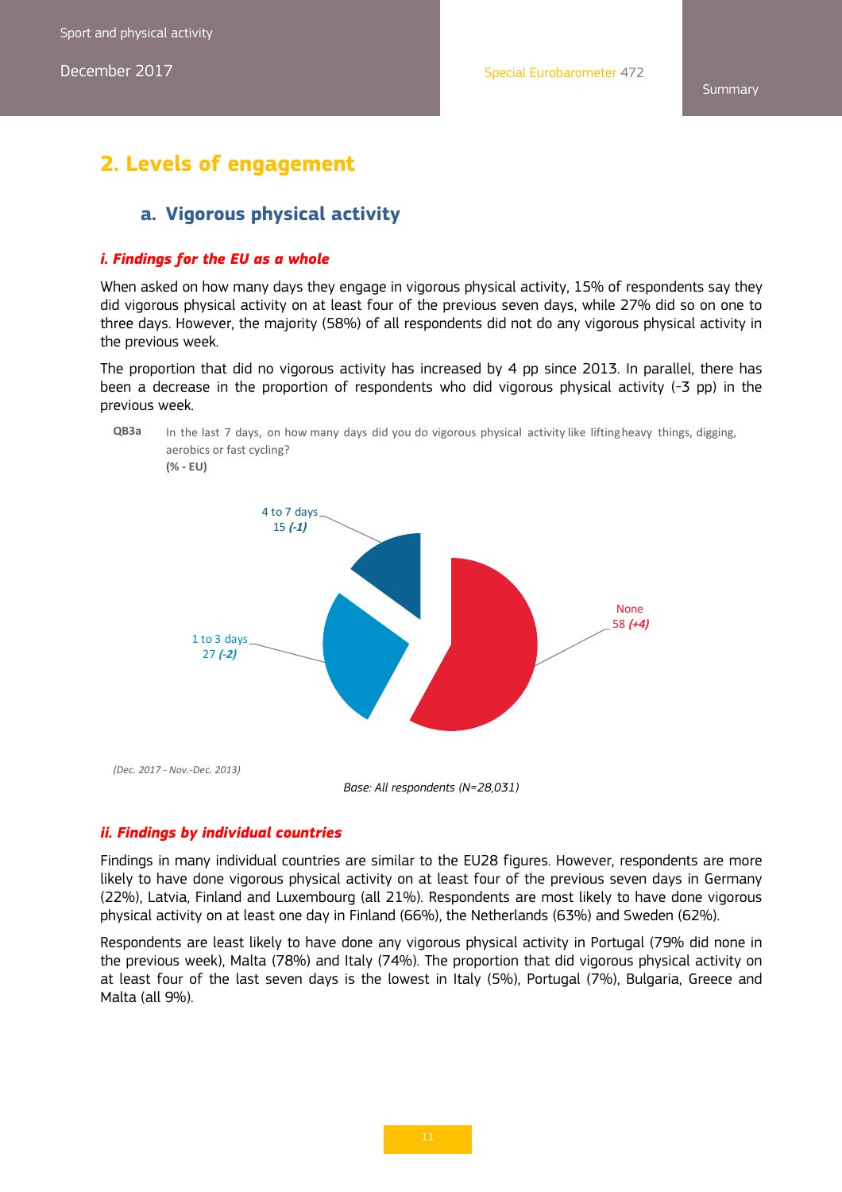## 2. Levels of engagement

### a. Vigorous physical activity

#### *i. Findings for the EU as a whole*

When asked on how many days they engage in vigorous physical activity, 15% of respondents say they did vigorous physical activity on at least four of the previous seven days, while 27% did so on one to three days. However, the majority (58%) of all respondents did not do any vigorous physical activity in the previous week.

The proportion that did no vigorous activity has increased by 4 pp since 2013. In parallel, there has been a decrease in the proportion of respondents who did vigorous physical activity (-3 pp) in the previous week.

**QB3a** In the last 7 days, on how many days did you do vigorous physical activity like lifting heavy things, digging, aerobics or fast cycling?
**(% - EU)**

4 to 7 days 15 ***(-1)***

1 to 3 days 27 ***(-2)***

None 58 ***(+4)***

*(Dec. 2017 - Nov.-Dec. 2013)*

*Base: All respondents (N=28,031)*

#### *ii. Findings by individual countries*

Findings in many individual countries are similar to the EU28 figures. However, respondents are more likely to have done vigorous physical activity on at least four of the previous seven days in Germany (22%), Latvia, Finland and Luxembourg (all 21%). Respondents are most likely to have done vigorous physical activity on at least one day in Finland (66%), the Netherlands (63%) and Sweden (62%).

Respondents are least likely to have done any vigorous physical activity in Portugal (79% did none in the previous week), Malta (78%) and Italy (74%). The proportion that did vigorous physical activity on at least four of the last seven days is the lowest in Italy (5%), Portugal (7%), Bulgaria, Greece and Malta (all 9%).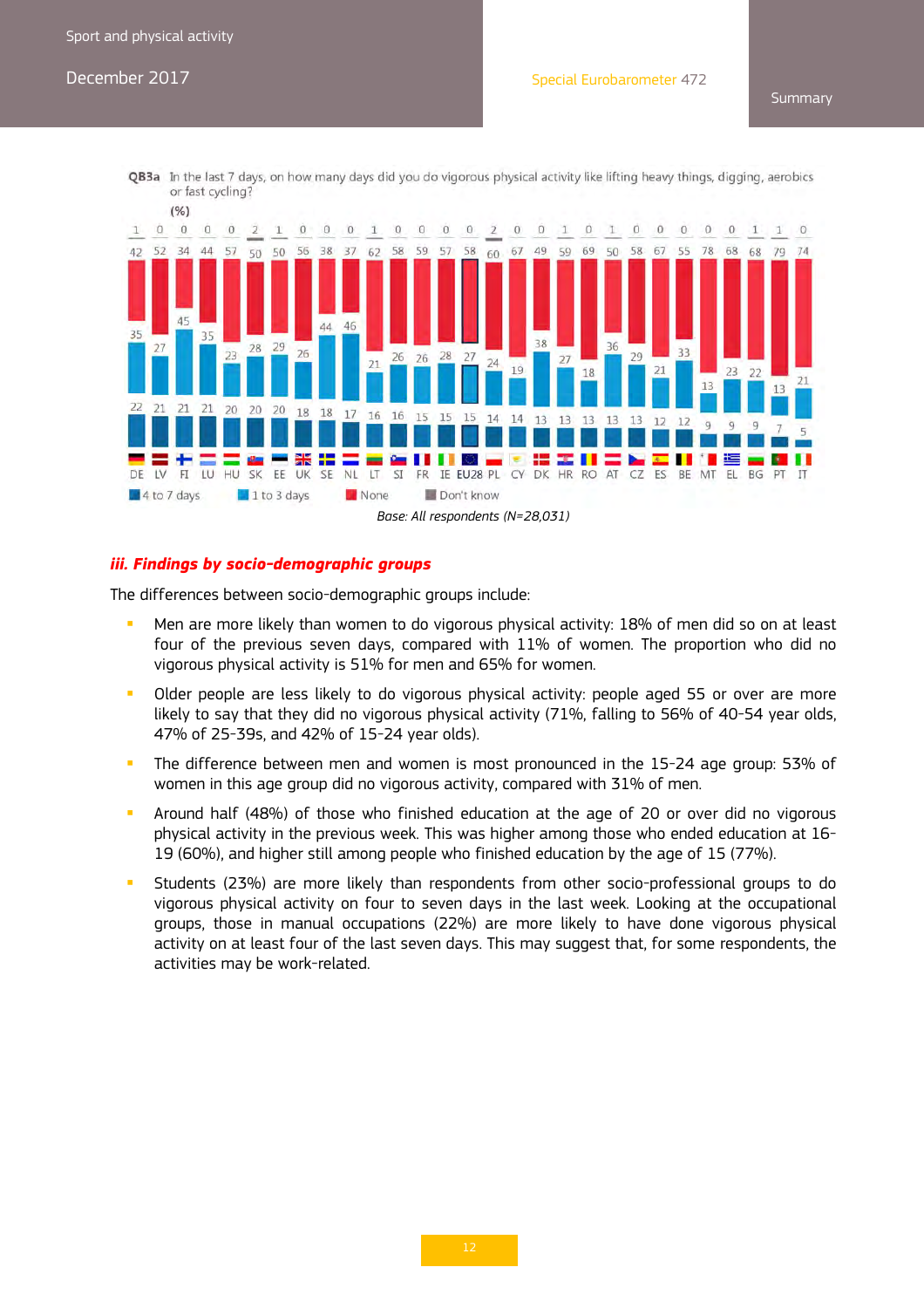**QB3a** In the last 7 days, on how many days did you do vigorous physical activity like lifting heavy things, digging, aerobics or fast cycling?

(%)

| | DE | LV | FI | LU | HU | SK | EE | UK | SE | NL | LT | SI | FR | IE | EU28 | PL | CY | DK | HR | RO | AT | CZ | ES | BE | MT | EL | BG | PT | IT |
|---|---|---|---|---|---|---|---|---|---|---|---|---|---|---|---|---|---|---|---|---|---|---|---|---|---|---|---|---|---|
| Don't know | 1 | 0 | 0 | 0 | 0 | 2 | 1 | 0 | 0 | 0 | 1 | 0 | 0 | 0 | 0 | 2 | 0 | 0 | 1 | 0 | 1 | 0 | 0 | 0 | 0 | 0 | 1 | 1 | 0 |
| None | 42 | 52 | 34 | 44 | 57 | 50 | 50 | 56 | 38 | 37 | 62 | 58 | 59 | 57 | 58 | 60 | 67 | 49 | 59 | 69 | 50 | 58 | 67 | 55 | 78 | 68 | 68 | 79 | 74 |
| 1 to 3 days | 35 | 27 | 45 | 35 | 23 | 28 | 29 | 26 | 44 | 46 | 21 | 26 | 26 | 28 | 27 | 24 | 19 | 38 | 27 | 18 | 36 | 29 | 21 | 33 | 13 | 23 | 22 | 13 | 21 |
| 4 to 7 days | 22 | 21 | 21 | 21 | 20 | 20 | 20 | 18 | 18 | 17 | 16 | 16 | 15 | 15 | 15 | 14 | 14 | 13 | 13 | 13 | 13 | 13 | 12 | 12 | 9 | 9 | 9 | 7 | 5 |

Base: All respondents (N=28,031)

### *iii. Findings by socio-demographic groups*

The differences between socio-demographic groups include:

- Men are more likely than women to do vigorous physical activity: 18% of men did so on at least four of the previous seven days, compared with 11% of women. The proportion who did no vigorous physical activity is 51% for men and 65% for women.
- Older people are less likely to do vigorous physical activity: people aged 55 or over are more likely to say that they did no vigorous physical activity (71%, falling to 56% of 40-54 year olds, 47% of 25-39s, and 42% of 15-24 year olds).
- The difference between men and women is most pronounced in the 15-24 age group: 53% of women in this age group did no vigorous activity, compared with 31% of men.
- Around half (48%) of those who finished education at the age of 20 or over did no vigorous physical activity in the previous week. This was higher among those who ended education at 16-19 (60%), and higher still among people who finished education by the age of 15 (77%).
- Students (23%) are more likely than respondents from other socio-professional groups to do vigorous physical activity on four to seven days in the last week. Looking at the occupational groups, those in manual occupations (22%) are more likely to have done vigorous physical activity on at least four of the last seven days. This may suggest that, for some respondents, the activities may be work-related.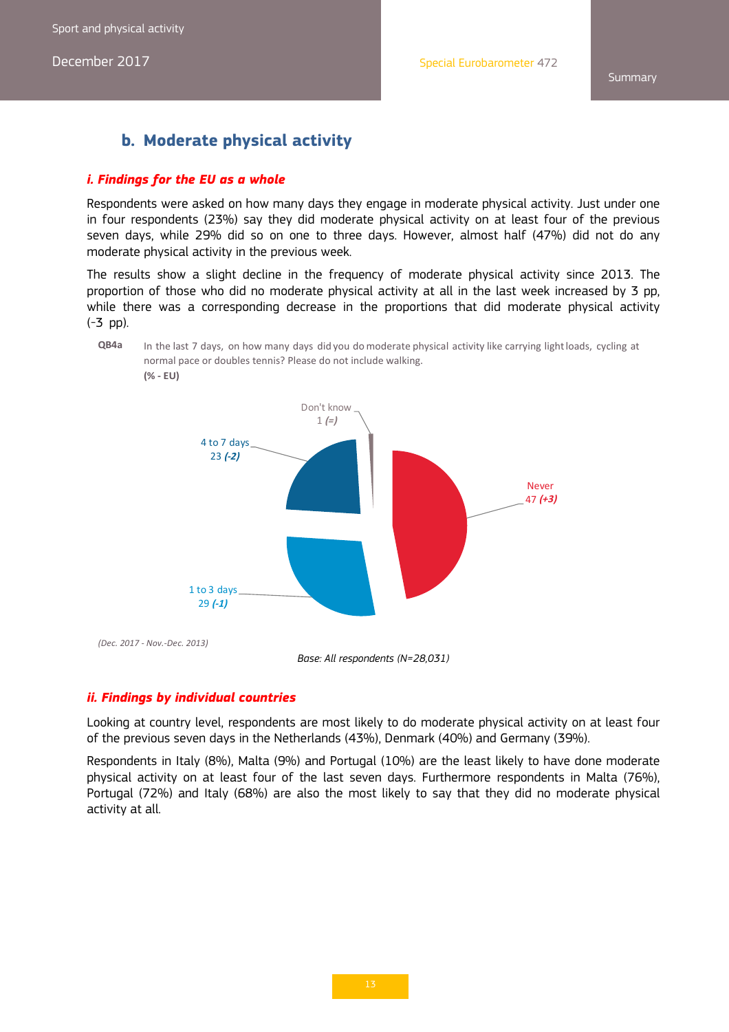## b. Moderate physical activity

### *i. Findings for the EU as a whole*

Respondents were asked on how many days they engage in moderate physical activity. Just under one in four respondents (23%) say they did moderate physical activity on at least four of the previous seven days, while 29% did so on one to three days. However, almost half (47%) did not do any moderate physical activity in the previous week.

The results show a slight decline in the frequency of moderate physical activity since 2013. The proportion of those who did no moderate physical activity at all in the last week increased by 3 pp, while there was a corresponding decrease in the proportions that did moderate physical activity (-3 pp).

**QB4a** In the last 7 days, on how many days did you do moderate physical activity like carrying light loads, cycling at normal pace or doubles tennis? Please do not include walking.
**(% - EU)**

Don't know
1 *(=)*

4 to 7 days
23 *(-2)*

Never
47 *(+3)*

1 to 3 days
29 *(-1)*

*(Dec. 2017 - Nov.-Dec. 2013)*

*Base: All respondents (N=28,031)*

### *ii. Findings by individual countries*

Looking at country level, respondents are most likely to do moderate physical activity on at least four of the previous seven days in the Netherlands (43%), Denmark (40%) and Germany (39%).

Respondents in Italy (8%), Malta (9%) and Portugal (10%) are the least likely to have done moderate physical activity on at least four of the last seven days. Furthermore respondents in Malta (76%), Portugal (72%) and Italy (68%) are also the most likely to say that they did no moderate physical activity at all.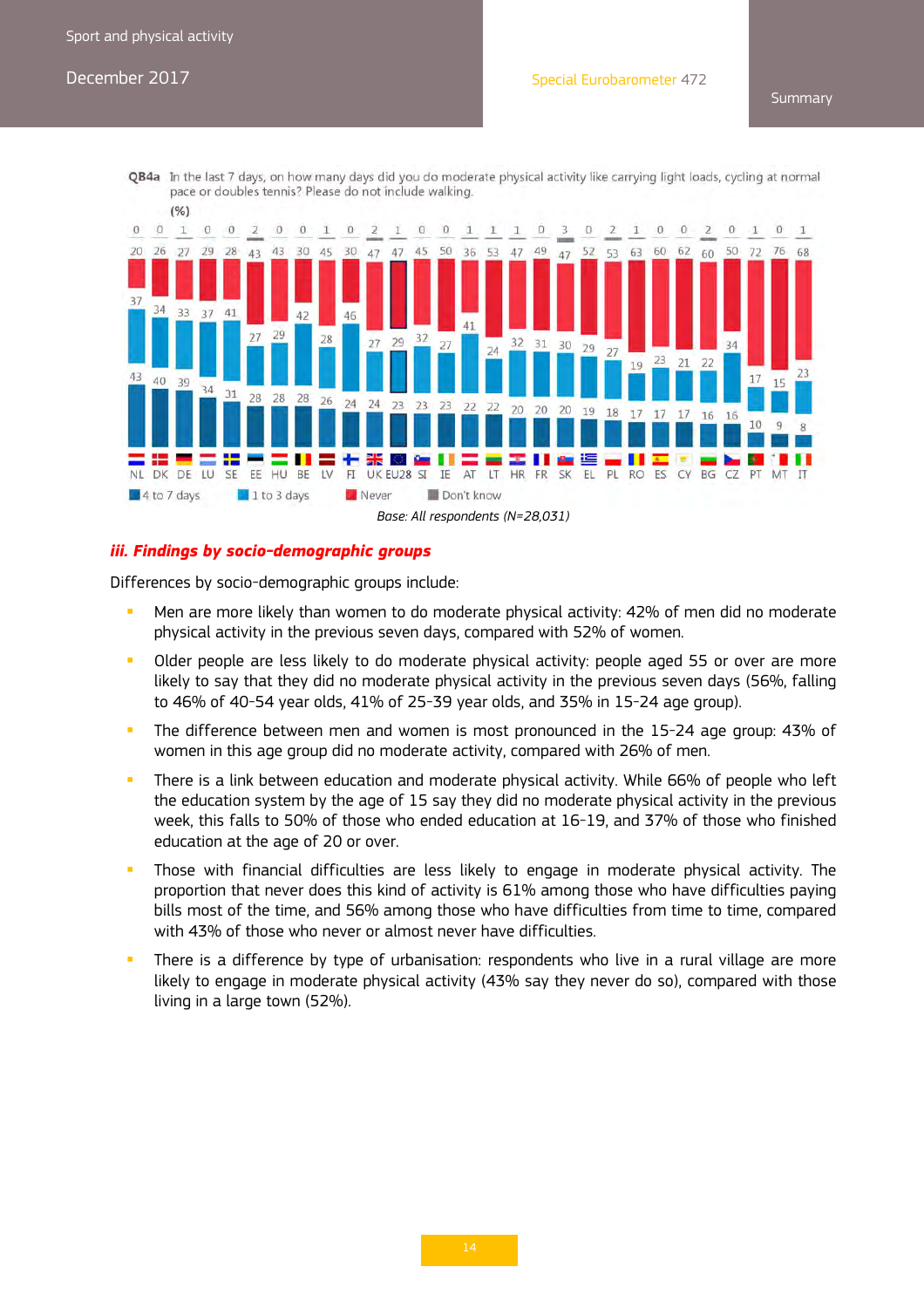**QB4a** In the last 7 days, on how many days did you do moderate physical activity like carrying light loads, cycling at normal pace or doubles tennis? Please do not include walking.

(%)

| | NL | DK | DE | LU | SE | EE | HU | BE | LV | FI | UK | EU28 | SI | IE | AT | LT | HR | FR | SK | EL | PL | RO | ES | CY | BG | CZ | PT | MT | IT |
|---|---|---|---|---|---|---|---|---|---|---|---|---|---|---|---|---|---|---|---|---|---|---|---|---|---|---|---|---|---|
| 4 to 7 days | 43 | 40 | 39 | 34 | 31 | 28 | 28 | 28 | 26 | 24 | 24 | 23 | 23 | 23 | 22 | 22 | 20 | 20 | 20 | 19 | 18 | 17 | 17 | 17 | 16 | 16 | 10 | 9 | 8 |
| 1 to 3 days | 37 | 34 | 33 | 37 | 41 | 27 | 29 | 42 | 28 | 46 | 27 | 29 | 32 | 27 | 41 | 24 | 32 | 31 | 30 | 29 | 27 | 19 | 23 | 21 | 22 | 34 | 17 | 15 | 23 |
| Never | 20 | 26 | 27 | 29 | 28 | 43 | 43 | 30 | 45 | 30 | 47 | 47 | 45 | 50 | 36 | 53 | 47 | 49 | 47 | 52 | 53 | 63 | 60 | 62 | 60 | 50 | 72 | 76 | 68 |
| Don't know | 0 | 0 | 1 | 0 | 0 | 2 | 0 | 0 | 1 | 0 | 2 | 1 | 0 | 0 | 1 | 1 | 1 | 0 | 3 | 0 | 2 | 1 | 0 | 0 | 2 | 0 | 1 | 0 | 1 |

Base: All respondents (N=28,031)

### *iii. Findings by socio-demographic groups*

Differences by socio-demographic groups include:

- Men are more likely than women to do moderate physical activity: 42% of men did no moderate physical activity in the previous seven days, compared with 52% of women.
- Older people are less likely to do moderate physical activity: people aged 55 or over are more likely to say that they did no moderate physical activity in the previous seven days (56%, falling to 46% of 40-54 year olds, 41% of 25-39 year olds, and 35% in 15-24 age group).
- The difference between men and women is most pronounced in the 15-24 age group: 43% of women in this age group did no moderate activity, compared with 26% of men.
- There is a link between education and moderate physical activity. While 66% of people who left the education system by the age of 15 say they did no moderate physical activity in the previous week, this falls to 50% of those who ended education at 16-19, and 37% of those who finished education at the age of 20 or over.
- Those with financial difficulties are less likely to engage in moderate physical activity. The proportion that never does this kind of activity is 61% among those who have difficulties paying bills most of the time, and 56% among those who have difficulties from time to time, compared with 43% of those who never or almost never have difficulties.
- There is a difference by type of urbanisation: respondents who live in a rural village are more likely to engage in moderate physical activity (43% say they never do so), compared with those living in a large town (52%).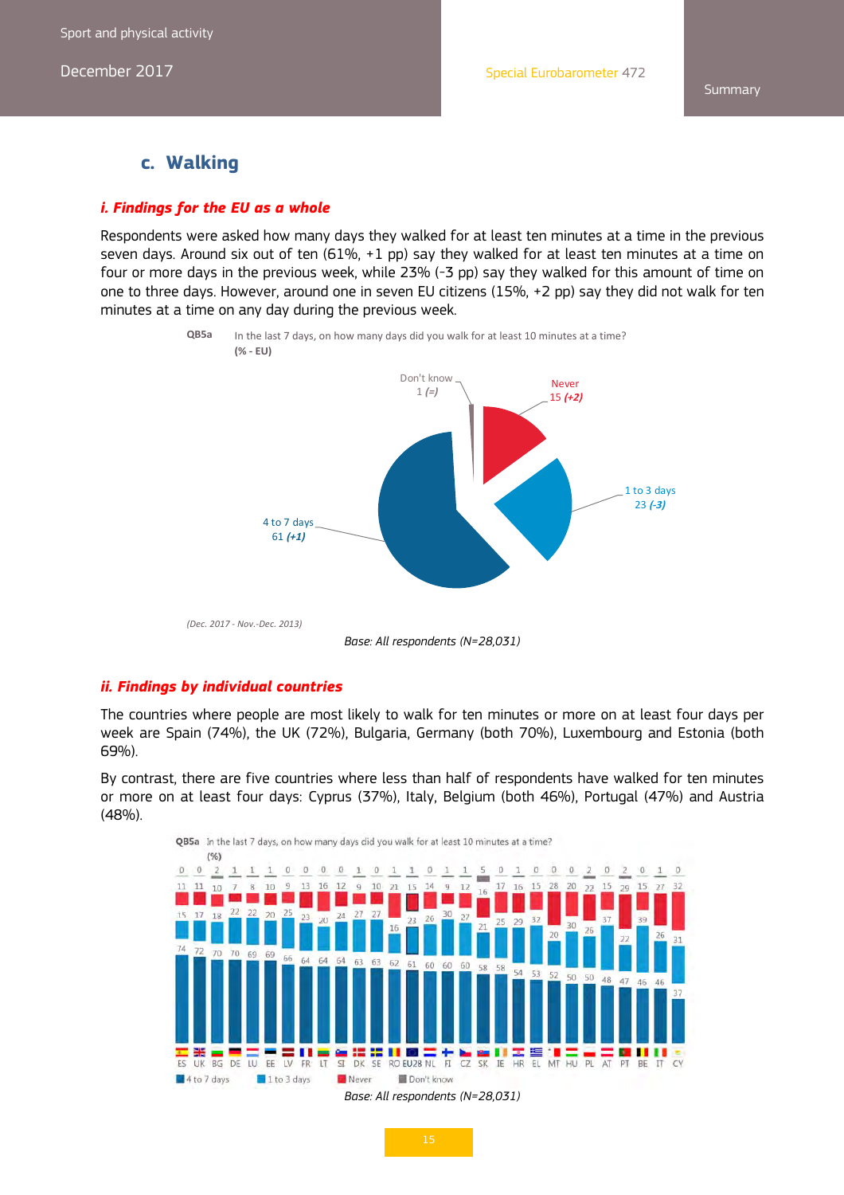## c. Walking

### *i. Findings for the EU as a whole*

Respondents were asked how many days they walked for at least ten minutes at a time in the previous seven days. Around six out of ten (61%, +1 pp) say they walked for at least ten minutes at a time on four or more days in the previous week, while 23% (-3 pp) say they walked for this amount of time on one to three days. However, around one in seven EU citizens (15%, +2 pp) say they did not walk for ten minutes at a time on any day during the previous week.

QB5a In the last 7 days, on how many days did you walk for at least 10 minutes at a time?
(% - EU)

| | % | Change |
|---|---|---|
| 4 to 7 days | 61 | (+1) |
| 1 to 3 days | 23 | (-3) |
| Never | 15 | (+2) |
| Don't know | 1 | (=) |

(Dec. 2017 - Nov.-Dec. 2013)

*Base: All respondents (N=28,031)*

### *ii. Findings by individual countries*

The countries where people are most likely to walk for ten minutes or more on at least four days per week are Spain (74%), the UK (72%), Bulgaria, Germany (both 70%), Luxembourg and Estonia (both 69%).

By contrast, there are five countries where less than half of respondents have walked for ten minutes or more on at least four days: Cyprus (37%), Italy, Belgium (both 46%), Portugal (47%) and Austria (48%).

QB5a In the last 7 days, on how many days did you walk for at least 10 minutes at a time?
(%)

| | ES | UK | BG | DE | LU | EE | LV | FR | LT | SI | DK | SE | RO | EU28 | NL | FI | CZ | SK | IE | HR | EL | MT | HU | PL | AT | PT | BE | IT | CY |
|---|---|---|---|---|---|---|---|---|---|---|---|---|---|---|---|---|---|---|---|---|---|---|---|---|---|---|---|---|---|
| Don't know | 0 | 0 | 2 | 1 | 1 | 1 | 0 | 0 | 0 | 0 | 1 | 0 | 1 | 1 | 0 | 1 | 1 | 5 | 0 | 1 | 0 | 0 | 0 | 2 | 0 | 2 | 0 | 1 | 0 |
| Never | 11 | 11 | 10 | 7 | 8 | 10 | 9 | 13 | 16 | 12 | 9 | 10 | 21 | 15 | 14 | 9 | 12 | 16 | 17 | 16 | 15 | 28 | 20 | 22 | 15 | 29 | 15 | 27 | 32 |
| 1 to 3 days | 15 | 17 | 18 | 22 | 22 | 20 | 25 | 23 | 20 | 24 | 27 | 27 | 16 | 23 | 26 | 30 | 27 | 21 | 25 | 29 | 32 | 20 | 30 | 26 | 37 | 22 | 39 | 26 | 31 |
| 4 to 7 days | 74 | 72 | 70 | 70 | 69 | 69 | 66 | 64 | 64 | 64 | 63 | 63 | 62 | 61 | 60 | 60 | 60 | 58 | 58 | 54 | 53 | 52 | 50 | 50 | 48 | 47 | 46 | 46 | 37 |

*Base: All respondents (N=28,031)*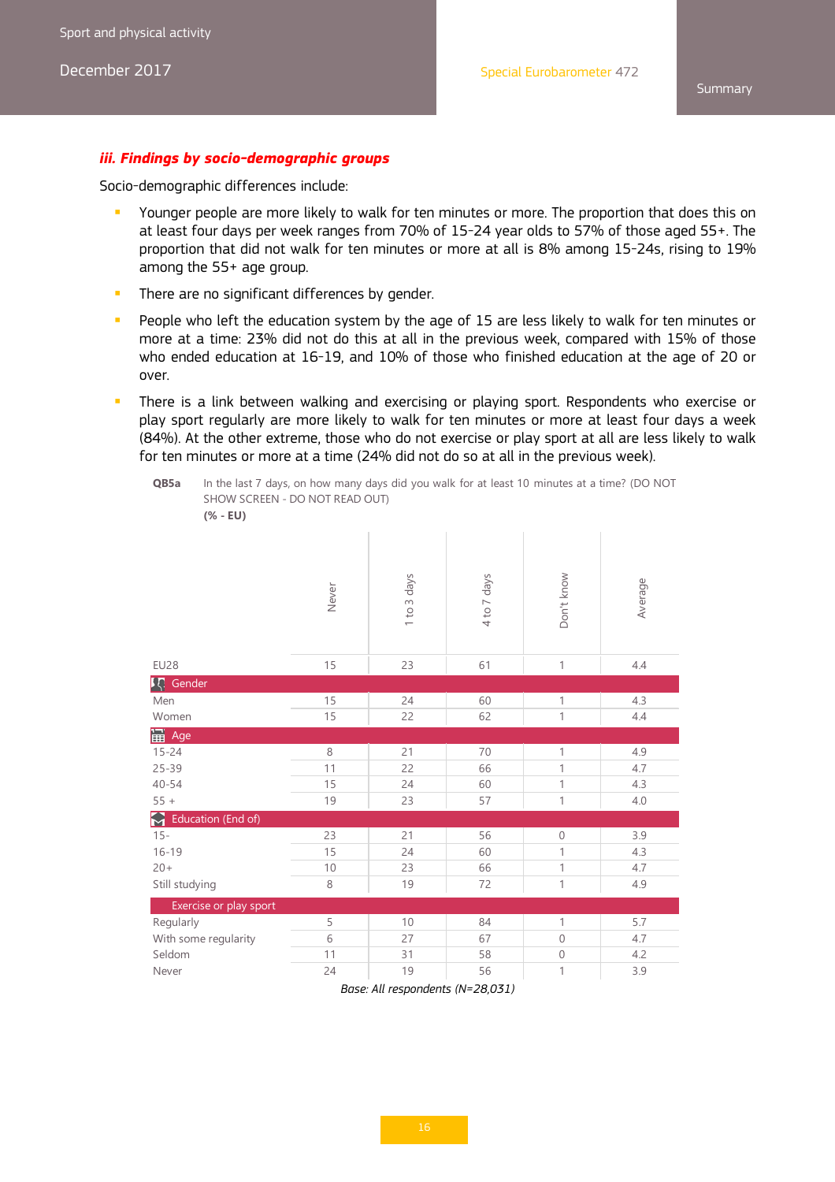### *iii. Findings by socio-demographic groups*

Socio-demographic differences include:

- Younger people are more likely to walk for ten minutes or more. The proportion that does this on at least four days per week ranges from 70% of 15-24 year olds to 57% of those aged 55+. The proportion that did not walk for ten minutes or more at all is 8% among 15-24s, rising to 19% among the 55+ age group.
- There are no significant differences by gender.
- People who left the education system by the age of 15 are less likely to walk for ten minutes or more at a time: 23% did not do this at all in the previous week, compared with 15% of those who ended education at 16-19, and 10% of those who finished education at the age of 20 or over.
- There is a link between walking and exercising or playing sport. Respondents who exercise or play sport regularly are more likely to walk for ten minutes or more at least four days a week (84%). At the other extreme, those who do not exercise or play sport at all are less likely to walk for ten minutes or more at a time (24% did not do so at all in the previous week).

**QB5a** In the last 7 days, on how many days did you walk for at least 10 minutes at a time? (DO NOT SHOW SCREEN - DO NOT READ OUT)
**(% - EU)**

| | Never | 1 to 3 days | 4 to 7 days | Don't know | Average |
|---|---|---|---|---|---|
| EU28 | 15 | 23 | 61 | 1 | 4.4 |
| **Gender** | | | | | |
| Men | 15 | 24 | 60 | 1 | 4.3 |
| Women | 15 | 22 | 62 | 1 | 4.4 |
| **Age** | | | | | |
| 15-24 | 8 | 21 | 70 | 1 | 4.9 |
| 25-39 | 11 | 22 | 66 | 1 | 4.7 |
| 40-54 | 15 | 24 | 60 | 1 | 4.3 |
| 55 + | 19 | 23 | 57 | 1 | 4.0 |
| **Education (End of)** | | | | | |
| 15- | 23 | 21 | 56 | 0 | 3.9 |
| 16-19 | 15 | 24 | 60 | 1 | 4.3 |
| 20+ | 10 | 23 | 66 | 1 | 4.7 |
| Still studying | 8 | 19 | 72 | 1 | 4.9 |
| **Exercise or play sport** | | | | | |
| Regularly | 5 | 10 | 84 | 1 | 5.7 |
| With some regularity | 6 | 27 | 67 | 0 | 4.7 |
| Seldom | 11 | 31 | 58 | 0 | 4.2 |
| Never | 24 | 19 | 56 | 1 | 3.9 |

*Base: All respondents (N=28,031)*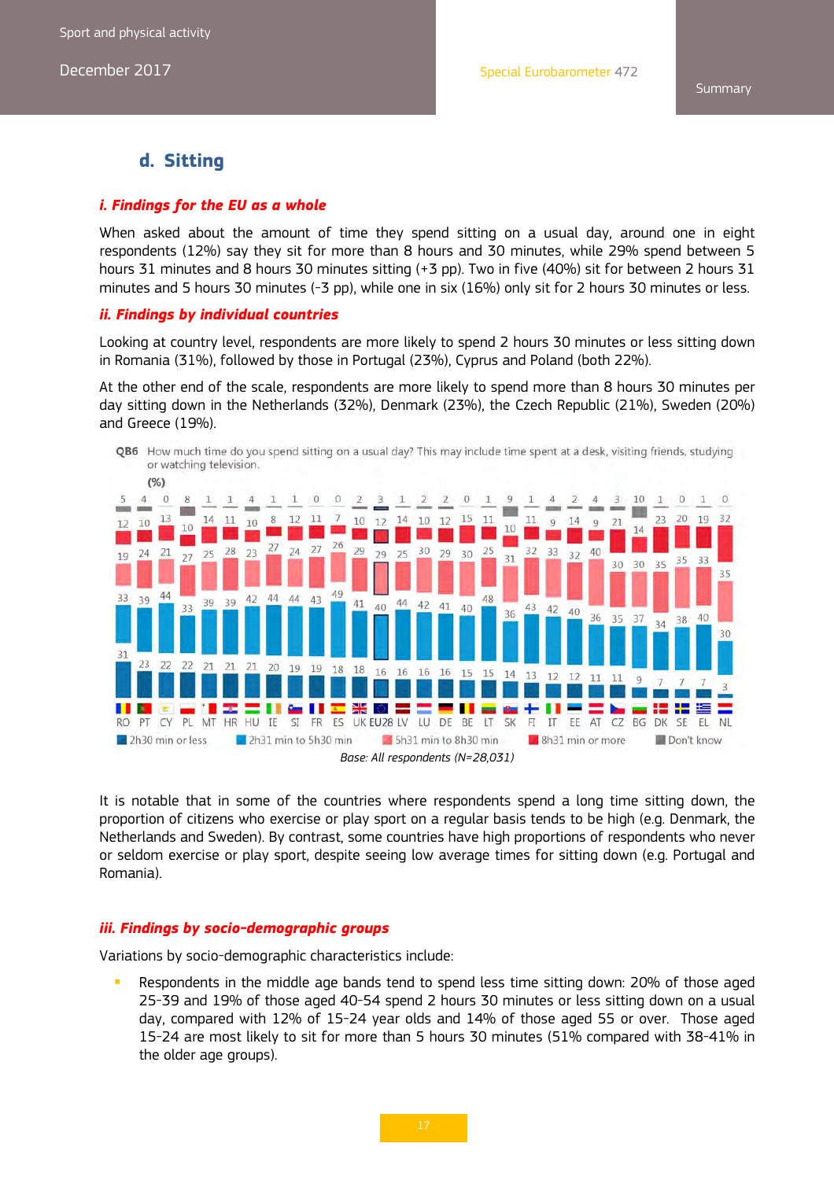## d. Sitting

### *i. Findings for the EU as a whole*

When asked about the amount of time they spend sitting on a usual day, around one in eight respondents (12%) say they sit for more than 8 hours and 30 minutes, while 29% spend between 5 hours 31 minutes and 8 hours 30 minutes sitting (+3 pp). Two in five (40%) sit for between 2 hours 31 minutes and 5 hours 30 minutes (-3 pp), while one in six (16%) only sit for 2 hours 30 minutes or less.

### *ii. Findings by individual countries*

Looking at country level, respondents are more likely to spend 2 hours 30 minutes or less sitting down in Romania (31%), followed by those in Portugal (23%), Cyprus and Poland (both 22%).

At the other end of the scale, respondents are more likely to spend more than 8 hours 30 minutes per day sitting down in the Netherlands (32%), Denmark (23%), the Czech Republic (21%), Sweden (20%) and Greece (19%).

**QB6** How much time do you spend sitting on a usual day? This may include time spent at a desk, visiting friends, studying or watching television.

(%)

| | 2h30 min or less | 2h31 min to 5h30 min | 5h31 min to 8h30 min | 8h31 min or more | Don't know |
|---|---|---|---|---|---|
| RO | 31 | 33 | 19 | 12 | 5 |
| PT | 23 | 39 | 24 | 10 | 4 |
| CY | 22 | 44 | 21 | 13 | 0 |
| PL | 22 | 33 | 27 | 10 | 8 |
| MT | 21 | 39 | 25 | 14 | 1 |
| HR | 21 | 39 | 28 | 11 | 1 |
| HU | 21 | 42 | 23 | 10 | 4 |
| IE | 20 | 44 | 27 | 8 | 1 |
| SI | 19 | 44 | 24 | 12 | 1 |
| FR | 19 | 43 | 27 | 11 | 0 |
| ES | 18 | 49 | 26 | 7 | 0 |
| UK | 18 | 41 | 29 | 10 | 2 |
| EU28 | 16 | 40 | 29 | 12 | 3 |
| LV | 16 | 44 | 25 | 14 | 1 |
| LU | 16 | 42 | 30 | 10 | 2 |
| DE | 16 | 41 | 29 | 12 | 2 |
| BE | 15 | 40 | 30 | 15 | 0 |
| LT | 15 | 48 | 25 | 11 | 1 |
| SK | 14 | 36 | 31 | 10 | 9 |
| FI | 13 | 43 | 32 | 11 | 1 |
| IT | 12 | 42 | 33 | 9 | 4 |
| EE | 12 | 40 | 32 | 14 | 2 |
| AT | 11 | 36 | 40 | 9 | 4 |
| CZ | 11 | 35 | 30 | 21 | 3 |
| BG | 9 | 37 | 30 | 14 | 10 |
| DK | 7 | 34 | 35 | 23 | 1 |
| SE | 7 | 38 | 35 | 20 | 0 |
| EL | 7 | 40 | 33 | 19 | 1 |
| NL | 3 | 30 | 35 | 32 | 0 |

*Base: All respondents (N=28,031)*

It is notable that in some of the countries where respondents spend a long time sitting down, the proportion of citizens who exercise or play sport on a regular basis tends to be high (e.g. Denmark, the Netherlands and Sweden). By contrast, some countries have high proportions of respondents who never or seldom exercise or play sport, despite seeing low average times for sitting down (e.g. Portugal and Romania).

### *iii. Findings by socio-demographic groups*

Variations by socio-demographic characteristics include:

- Respondents in the middle age bands tend to spend less time sitting down: 20% of those aged 25-39 and 19% of those aged 40-54 spend 2 hours 30 minutes or less sitting down on a usual day, compared with 12% of 15-24 year olds and 14% of those aged 55 or over. Those aged 15-24 are most likely to sit for more than 5 hours 30 minutes (51% compared with 38-41% in the older age groups).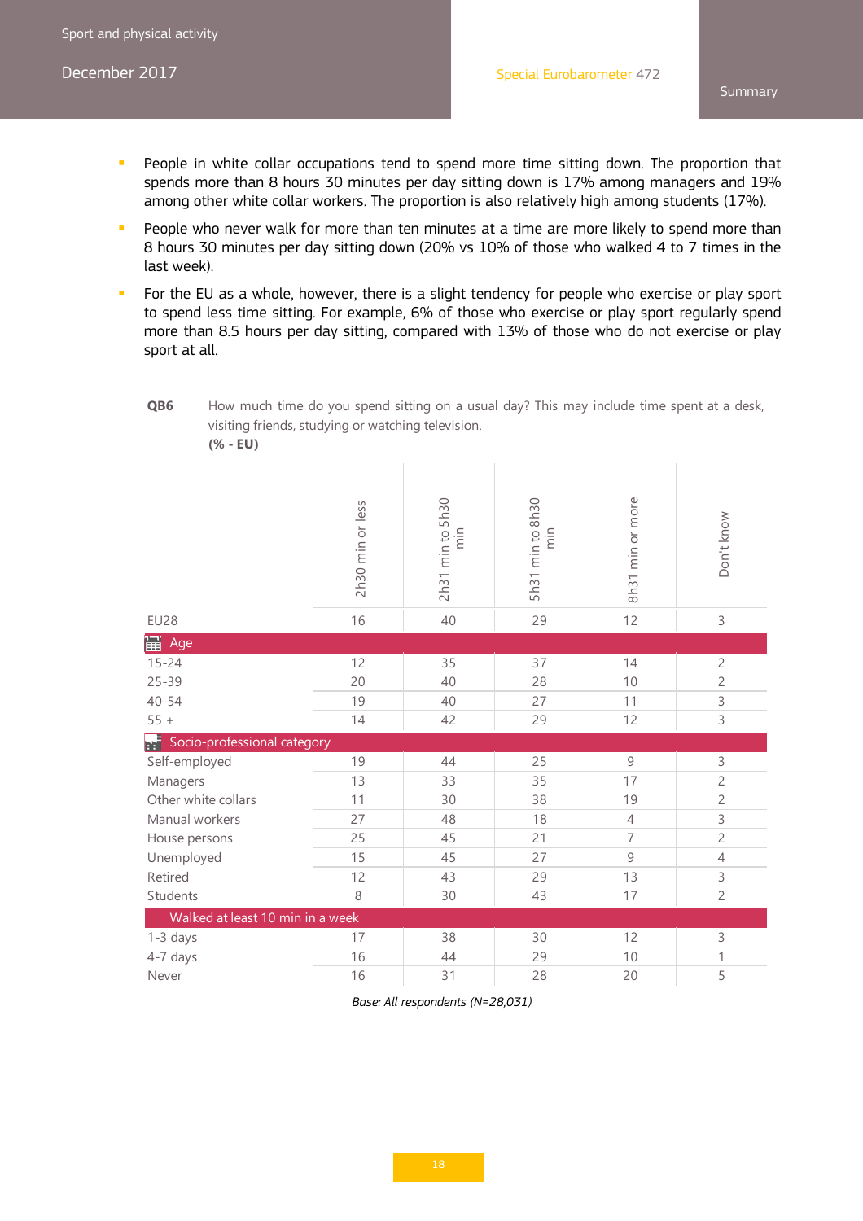- People in white collar occupations tend to spend more time sitting down. The proportion that spends more than 8 hours 30 minutes per day sitting down is 17% among managers and 19% among other white collar workers. The proportion is also relatively high among students (17%).
- People who never walk for more than ten minutes at a time are more likely to spend more than 8 hours 30 minutes per day sitting down (20% vs 10% of those who walked 4 to 7 times in the last week).
- For the EU as a whole, however, there is a slight tendency for people who exercise or play sport to spend less time sitting. For example, 6% of those who exercise or play sport regularly spend more than 8.5 hours per day sitting, compared with 13% of those who do not exercise or play sport at all.

**QB6** How much time do you spend sitting on a usual day? This may include time spent at a desk, visiting friends, studying or watching television.
**(% - EU)**

| | 2h30 min or less | 2h31 min to 5h30 min | 5h31 min to 8h30 min | 8h31 min or more | Don't know |
|---|---|---|---|---|---|
| EU28 | 16 | 40 | 29 | 12 | 3 |
| **Age** | | | | | |
| 15-24 | 12 | 35 | 37 | 14 | 2 |
| 25-39 | 20 | 40 | 28 | 10 | 2 |
| 40-54 | 19 | 40 | 27 | 11 | 3 |
| 55 + | 14 | 42 | 29 | 12 | 3 |
| **Socio-professional category** | | | | | |
| Self-employed | 19 | 44 | 25 | 9 | 3 |
| Managers | 13 | 33 | 35 | 17 | 2 |
| Other white collars | 11 | 30 | 38 | 19 | 2 |
| Manual workers | 27 | 48 | 18 | 4 | 3 |
| House persons | 25 | 45 | 21 | 7 | 2 |
| Unemployed | 15 | 45 | 27 | 9 | 4 |
| Retired | 12 | 43 | 29 | 13 | 3 |
| Students | 8 | 30 | 43 | 17 | 2 |
| **Walked at least 10 min in a week** | | | | | |
| 1-3 days | 17 | 38 | 30 | 12 | 3 |
| 4-7 days | 16 | 44 | 29 | 10 | 1 |
| Never | 16 | 31 | 28 | 20 | 5 |

*Base: All respondents (N=28,031)*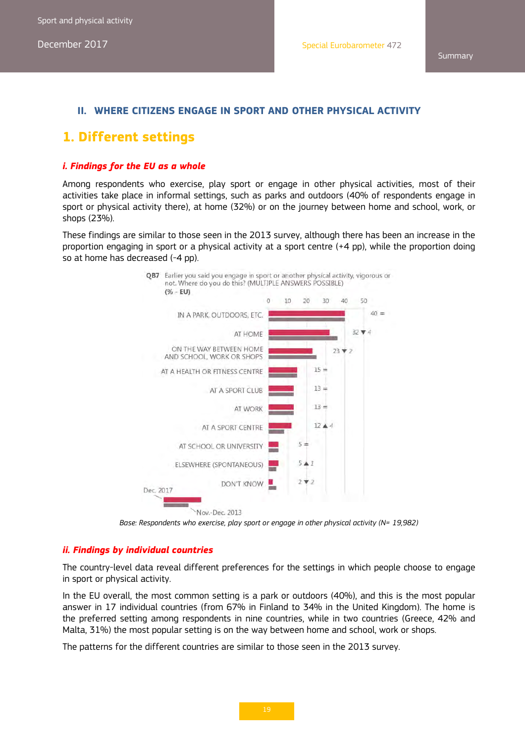## II. WHERE CITIZENS ENGAGE IN SPORT AND OTHER PHYSICAL ACTIVITY

# 1. Different settings

### *i. Findings for the EU as a whole*

Among respondents who exercise, play sport or engage in other physical activities, most of their activities take place in informal settings, such as parks and outdoors (40% of respondents engage in sport or physical activity there), at home (32%) or on the journey between home and school, work, or shops (23%).

These findings are similar to those seen in the 2013 survey, although there has been an increase in the proportion engaging in sport or a physical activity at a sport centre (+4 pp), while the proportion doing so at home has decreased (-4 pp).

**QB7** Earlier you said you engage in sport or another physical activity, vigorous or not. Where do you do this? (MULTIPLE ANSWERS POSSIBLE)
**(% - EU)**

| | Dec. 2017 | Change vs Nov.-Dec. 2013 |
|---|---|---|
| IN A PARK, OUTDOORS, ETC. | 40 | = |
| AT HOME | 32 | ▼ 4 |
| ON THE WAY BETWEEN HOME AND SCHOOL, WORK OR SHOPS | 23 | ▼ 2 |
| AT A HEALTH OR FITNESS CENTRE | 15 | = |
| AT A SPORT CLUB | 13 | = |
| AT WORK | 13 | = |
| AT A SPORT CENTRE | 12 | ▲ 4 |
| AT SCHOOL OR UNIVERSITY | 5 | = |
| ELSEWHERE (SPONTANEOUS) | 5 | ▲ 1 |
| DON'T KNOW | 2 | ▼ 2 |

*Base: Respondents who exercise, play sport or engage in other physical activity (N= 19,982)*

### *ii. Findings by individual countries*

The country-level data reveal different preferences for the settings in which people choose to engage in sport or physical activity.

In the EU overall, the most common setting is a park or outdoors (40%), and this is the most popular answer in 17 individual countries (from 67% in Finland to 34% in the United Kingdom). The home is the preferred setting among respondents in nine countries, while in two countries (Greece, 42% and Malta, 31%) the most popular setting is on the way between home and school, work or shops.

The patterns for the different countries are similar to those seen in the 2013 survey.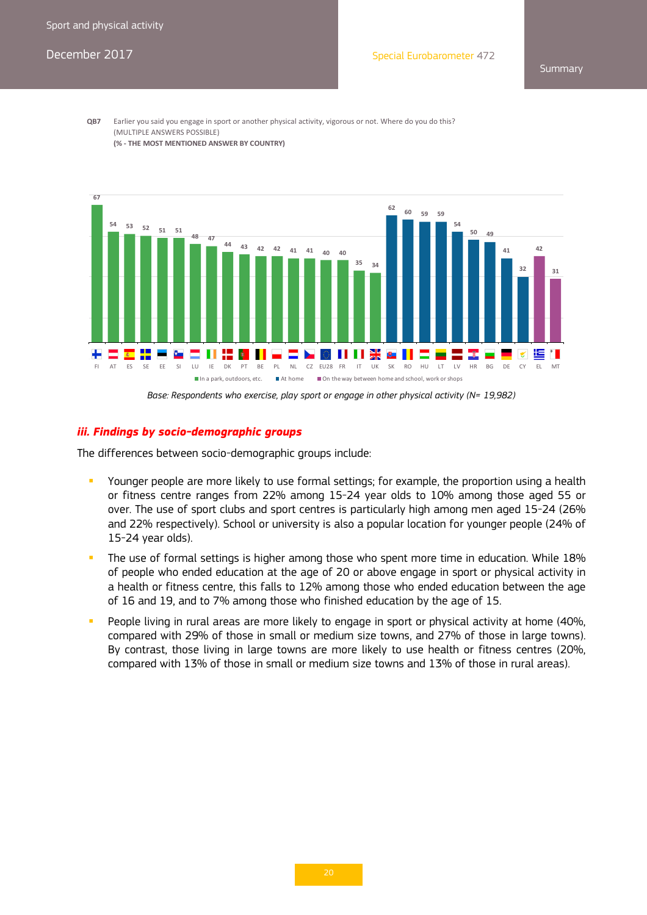QB7 Earlier you said you engage in sport or another physical activity, vigorous or not. Where do you do this?
(MULTIPLE ANSWERS POSSIBLE)
**(% - THE MOST MENTIONED ANSWER BY COUNTRY)**

| Country | % | Most mentioned answer |
|---|---|---|
| FI | 67 | In a park, outdoors, etc. |
| AT | 54 | In a park, outdoors, etc. |
| ES | 53 | In a park, outdoors, etc. |
| SE | 52 | In a park, outdoors, etc. |
| EE | 51 | In a park, outdoors, etc. |
| SI | 51 | In a park, outdoors, etc. |
| LU | 48 | In a park, outdoors, etc. |
| IE | 47 | In a park, outdoors, etc. |
| DK | 44 | In a park, outdoors, etc. |
| PT | 43 | In a park, outdoors, etc. |
| BE | 42 | In a park, outdoors, etc. |
| PL | 42 | In a park, outdoors, etc. |
| NL | 41 | In a park, outdoors, etc. |
| CZ | 41 | In a park, outdoors, etc. |
| EU28 | 40 | In a park, outdoors, etc. |
| FR | 40 | In a park, outdoors, etc. |
| IT | 35 | In a park, outdoors, etc. |
| UK | 34 | In a park, outdoors, etc. |
| SK | 62 | At home |
| RO | 60 | At home |
| HU | 59 | At home |
| LT | 59 | At home |
| LV | 54 | At home |
| HR | 50 | At home |
| BG | 49 | At home |
| DE | 41 | At home |
| CY | 32 | At home |
| EL | 42 | On the way between home and school, work or shops |
| MT | 31 | On the way between home and school, work or shops |

*Base: Respondents who exercise, play sport or engage in other physical activity (N= 19,982)*

### *iii. Findings by socio-demographic groups*

The differences between socio-demographic groups include:

- Younger people are more likely to use formal settings; for example, the proportion using a health or fitness centre ranges from 22% among 15-24 year olds to 10% among those aged 55 or over. The use of sport clubs and sport centres is particularly high among men aged 15-24 (26% and 22% respectively). School or university is also a popular location for younger people (24% of 15-24 year olds).
- The use of formal settings is higher among those who spent more time in education. While 18% of people who ended education at the age of 20 or above engage in sport or physical activity in a health or fitness centre, this falls to 12% among those who ended education between the age of 16 and 19, and to 7% among those who finished education by the age of 15.
- People living in rural areas are more likely to engage in sport or physical activity at home (40%, compared with 29% of those in small or medium size towns, and 27% of those in large towns). By contrast, those living in large towns are more likely to use health or fitness centres (20%, compared with 13% of those in small or medium size towns and 13% of those in rural areas).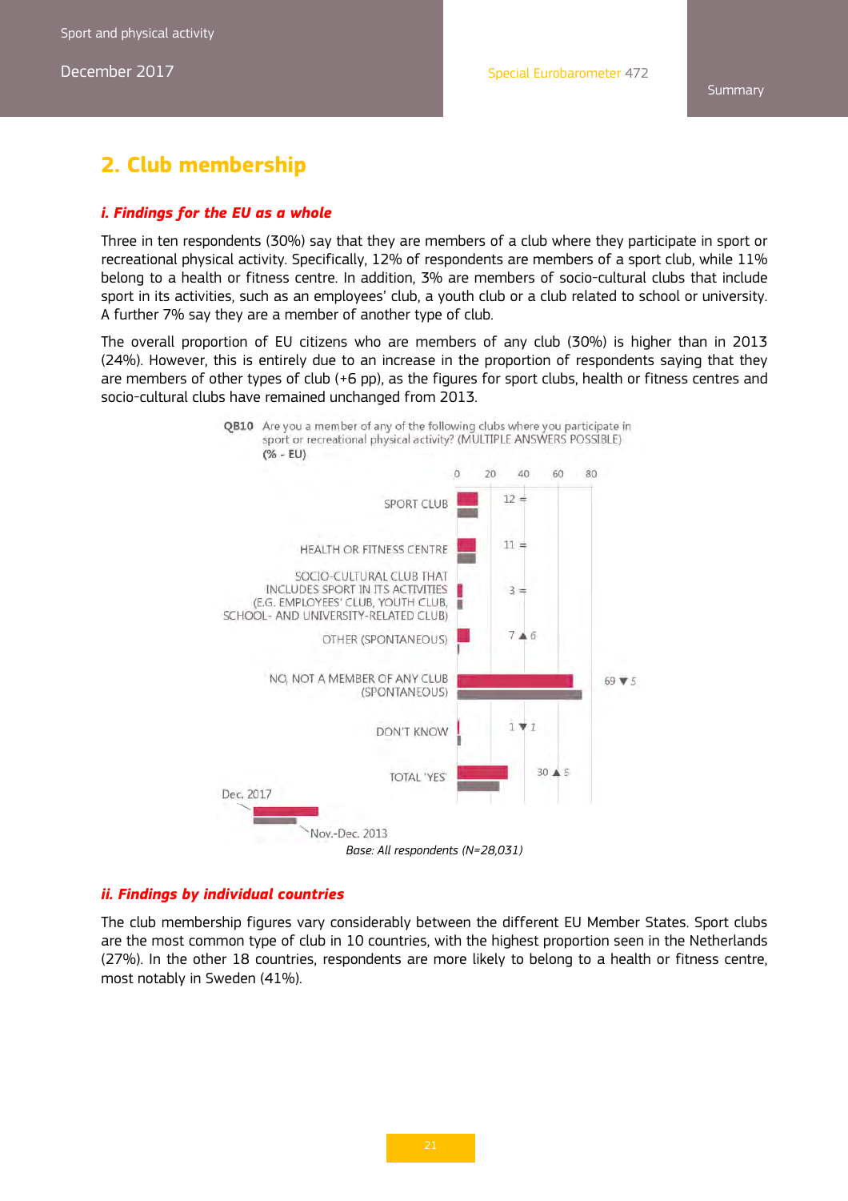## 2. Club membership

### *i. Findings for the EU as a whole*

Three in ten respondents (30%) say that they are members of a club where they participate in sport or recreational physical activity. Specifically, 12% of respondents are members of a sport club, while 11% belong to a health or fitness centre. In addition, 3% are members of socio-cultural clubs that include sport in its activities, such as an employees' club, a youth club or a club related to school or university. A further 7% say they are a member of another type of club.

The overall proportion of EU citizens who are members of any club (30%) is higher than in 2013 (24%). However, this is entirely due to an increase in the proportion of respondents saying that they are members of other types of club (+6 pp), as the figures for sport clubs, health or fitness centres and socio-cultural clubs have remained unchanged from 2013.

QB10 Are you a member of any of the following clubs where you participate in sport or recreational physical activity? (MULTIPLE ANSWERS POSSIBLE) (% - EU)

| | Dec. 2017 | Change vs Nov.-Dec. 2013 |
|---|---|---|
| SPORT CLUB | 12 | = |
| HEALTH OR FITNESS CENTRE | 11 | = |
| SOCIO-CULTURAL CLUB THAT INCLUDES SPORT IN ITS ACTIVITIES (E.G. EMPLOYEES' CLUB, YOUTH CLUB, SCHOOL- AND UNIVERSITY-RELATED CLUB) | 3 | = |
| OTHER (SPONTANEOUS) | 7 | ▲ 6 |
| NO, NOT A MEMBER OF ANY CLUB (SPONTANEOUS) | 69 | ▼ 5 |
| DON'T KNOW | 1 | ▼ 1 |
| TOTAL 'YES' | 30 | ▲ 5 |

Base: All respondents (N=28,031)

### *ii. Findings by individual countries*

The club membership figures vary considerably between the different EU Member States. Sport clubs are the most common type of club in 10 countries, with the highest proportion seen in the Netherlands (27%). In the other 18 countries, respondents are more likely to belong to a health or fitness centre, most notably in Sweden (41%).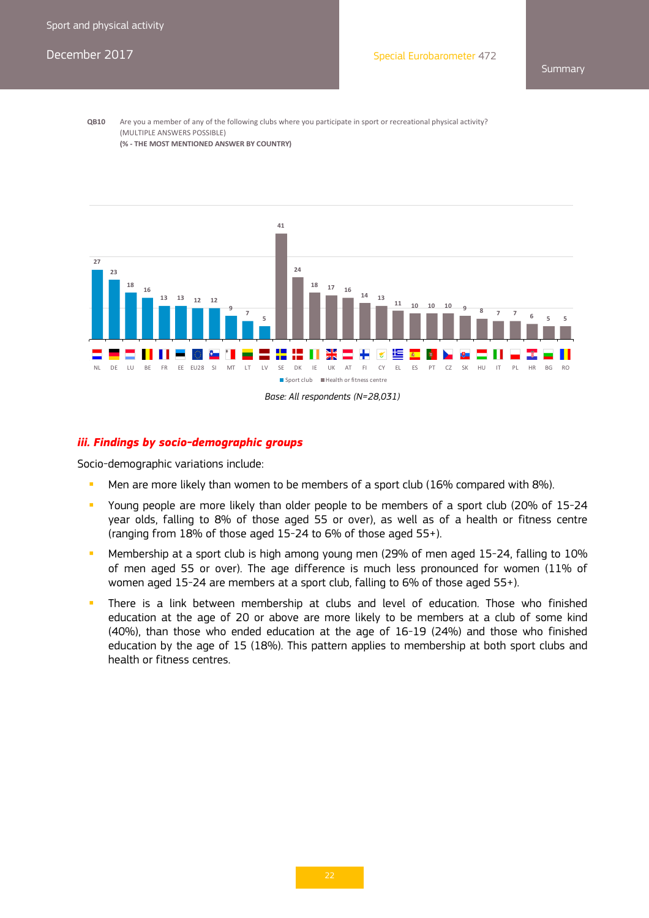QB10 Are you a member of any of the following clubs where you participate in sport or recreational physical activity?
(MULTIPLE ANSWERS POSSIBLE)
**(% - THE MOST MENTIONED ANSWER BY COUNTRY)**

| Country | NL | DE | LU | BE | FR | EE | EU28 | SI | MT | LT | LV | SE | DK | IE | UK | AT | FI | CY | EL | ES | PT | CZ | SK | HU | IT | PL | HR | BG | RO |
|---|---|---|---|---|---|---|---|---|---|---|---|---|---|---|---|---|---|---|---|---|---|---|---|---|---|---|---|---|---|
| Most mentioned answer | Sport club | Sport club | Sport club | Sport club | Sport club | Sport club | Sport club | Sport club | Sport club | Sport club | Sport club | Health or fitness centre | Health or fitness centre | Health or fitness centre | Health or fitness centre | Health or fitness centre | Health or fitness centre | Health or fitness centre | Health or fitness centre | Health or fitness centre | Health or fitness centre | Health or fitness centre | Health or fitness centre | Health or fitness centre | Health or fitness centre | Health or fitness centre | Health or fitness centre | Health or fitness centre | Health or fitness centre |
| % | 27 | 23 | 18 | 16 | 13 | 13 | 12 | 12 | 9 | 7 | 5 | 41 | 24 | 18 | 17 | 16 | 14 | 13 | 11 | 10 | 10 | 10 | 9 | 8 | 7 | 7 | 6 | 5 | 5 |

Base: All respondents (N=28,031)

### *iii. Findings by socio-demographic groups*

Socio-demographic variations include:

- Men are more likely than women to be members of a sport club (16% compared with 8%).
- Young people are more likely than older people to be members of a sport club (20% of 15-24 year olds, falling to 8% of those aged 55 or over), as well as of a health or fitness centre (ranging from 18% of those aged 15-24 to 6% of those aged 55+).
- Membership at a sport club is high among young men (29% of men aged 15-24, falling to 10% of men aged 55 or over). The age difference is much less pronounced for women (11% of women aged 15-24 are members at a sport club, falling to 6% of those aged 55+).
- There is a link between membership at clubs and level of education. Those who finished education at the age of 20 or above are more likely to be members at a club of some kind (40%), than those who ended education at the age of 16-19 (24%) and those who finished education by the age of 15 (18%). This pattern applies to membership at both sport clubs and health or fitness centres.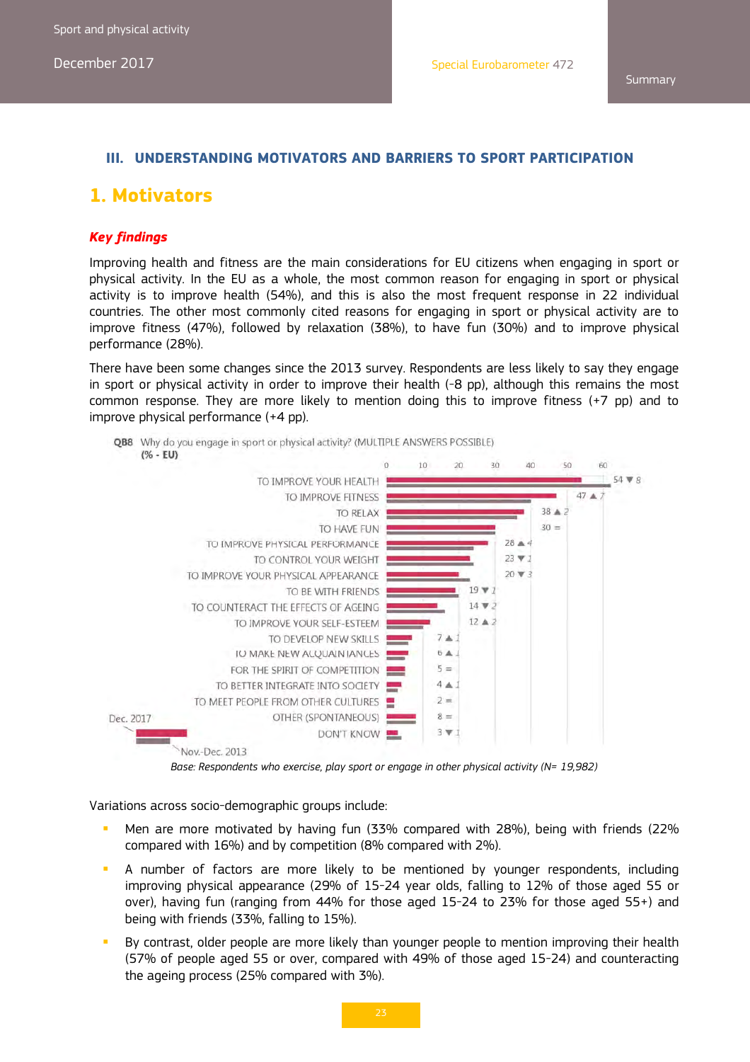## III. UNDERSTANDING MOTIVATORS AND BARRIERS TO SPORT PARTICIPATION

# 1. Motivators

***Key findings***

Improving health and fitness are the main considerations for EU citizens when engaging in sport or physical activity. In the EU as a whole, the most common reason for engaging in sport or physical activity is to improve health (54%), and this is also the most frequent response in 22 individual countries. The other most commonly cited reasons for engaging in sport or physical activity are to improve fitness (47%), followed by relaxation (38%), to have fun (30%) and to improve physical performance (28%).

There have been some changes since the 2013 survey. Respondents are less likely to say they engage in sport or physical activity in order to improve their health (-8 pp), although this remains the most common response. They are more likely to mention doing this to improve fitness (+7 pp) and to improve physical performance (+4 pp).

QB8 Why do you engage in sport or physical activity? (MULTIPLE ANSWERS POSSIBLE)
(% - EU)

| | Dec. 2017 | Change vs Nov.-Dec. 2013 |
|---|---|---|
| TO IMPROVE YOUR HEALTH | 54 | ▼ 8 |
| TO IMPROVE FITNESS | 47 | ▲ 7 |
| TO RELAX | 38 | ▲ 2 |
| TO HAVE FUN | 30 | = |
| TO IMPROVE PHYSICAL PERFORMANCE | 28 | ▲ 4 |
| TO CONTROL YOUR WEIGHT | 23 | ▼ 1 |
| TO IMPROVE YOUR PHYSICAL APPEARANCE | 20 | ▼ 3 |
| TO BE WITH FRIENDS | 19 | ▼ 1 |
| TO COUNTERACT THE EFFECTS OF AGEING | 14 | ▼ 2 |
| TO IMPROVE YOUR SELF-ESTEEM | 12 | ▲ 2 |
| TO DEVELOP NEW SKILLS | 7 | ▲ 1 |
| TO MAKE NEW ACQUAINTANCES | 6 | ▲ 1 |
| FOR THE SPIRIT OF COMPETITION | 5 | = |
| TO BETTER INTEGRATE INTO SOCIETY | 4 | ▲ 1 |
| TO MEET PEOPLE FROM OTHER CULTURES | 2 | = |
| OTHER (SPONTANEOUS) | 8 | = |
| DON'T KNOW | 3 | ▼ 1 |

*Base: Respondents who exercise, play sport or engage in other physical activity (N= 19,982)*

Variations across socio-demographic groups include:

- Men are more motivated by having fun (33% compared with 28%), being with friends (22% compared with 16%) and by competition (8% compared with 2%).
- A number of factors are more likely to be mentioned by younger respondents, including improving physical appearance (29% of 15-24 year olds, falling to 12% of those aged 55 or over), having fun (ranging from 44% for those aged 15-24 to 23% for those aged 55+) and being with friends (33%, falling to 15%).
- By contrast, older people are more likely than younger people to mention improving their health (57% of people aged 55 or over, compared with 49% of those aged 15-24) and counteracting the ageing process (25% compared with 3%).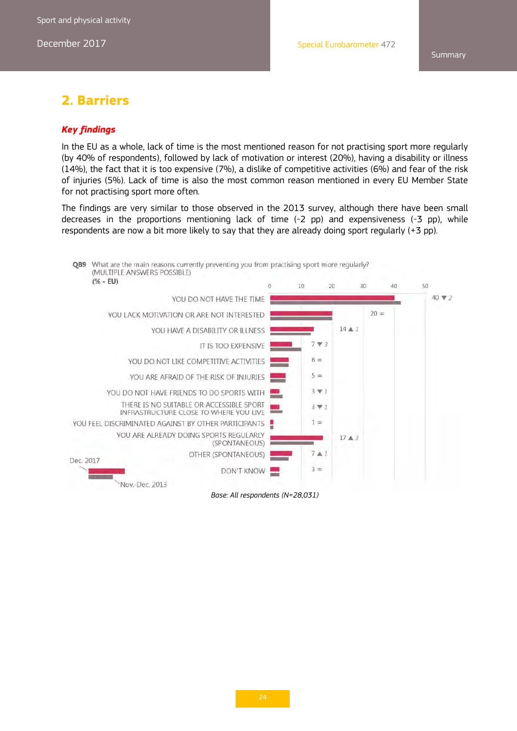## 2. Barriers

***Key findings***

In the EU as a whole, lack of time is the most mentioned reason for not practising sport more regularly (by 40% of respondents), followed by lack of motivation or interest (20%), having a disability or illness (14%), the fact that it is too expensive (7%), a dislike of competitive activities (6%) and fear of the risk of injuries (5%). Lack of time is also the most common reason mentioned in every EU Member State for not practising sport more often.

The findings are very similar to those observed in the 2013 survey, although there have been small decreases in the proportions mentioning lack of time (-2 pp) and expensiveness (-3 pp), while respondents are now a bit more likely to say that they are already doing sport regularly (+3 pp).

**QB9** What are the main reasons currently preventing you from practising sport more regularly? (MULTIPLE ANSWERS POSSIBLE)
**(% - EU)**

| | Dec. 2017 | Change vs Nov.-Dec. 2013 |
|---|---|---|
| YOU DO NOT HAVE THE TIME | 40 | ▼ 2 |
| YOU LACK MOTIVATION OR ARE NOT INTERESTED | 20 | = |
| YOU HAVE A DISABILITY OR ILLNESS | 14 | ▲ 1 |
| IT IS TOO EXPENSIVE | 7 | ▼ 3 |
| YOU DO NOT LIKE COMPETITIVE ACTIVITIES | 6 | = |
| YOU ARE AFRAID OF THE RISK OF INJURIES | 5 | = |
| YOU DO NOT HAVE FRIENDS TO DO SPORTS WITH | 3 | ▼ 1 |
| THERE IS NO SUITABLE OR ACCESSIBLE SPORT INFRASTRUCTURE CLOSE TO WHERE YOU LIVE | 3 | ▼ 1 |
| YOU FEEL DISCRIMINATED AGAINST BY OTHER PARTICIPANTS | 1 | = |
| YOU ARE ALREADY DOING SPORTS REGULARLY (SPONTANEOUS) | 17 | ▲ 3 |
| OTHER (SPONTANEOUS) | 7 | ▲ 1 |
| DON'T KNOW | 3 | = |

*Base: All respondents (N=28,031)*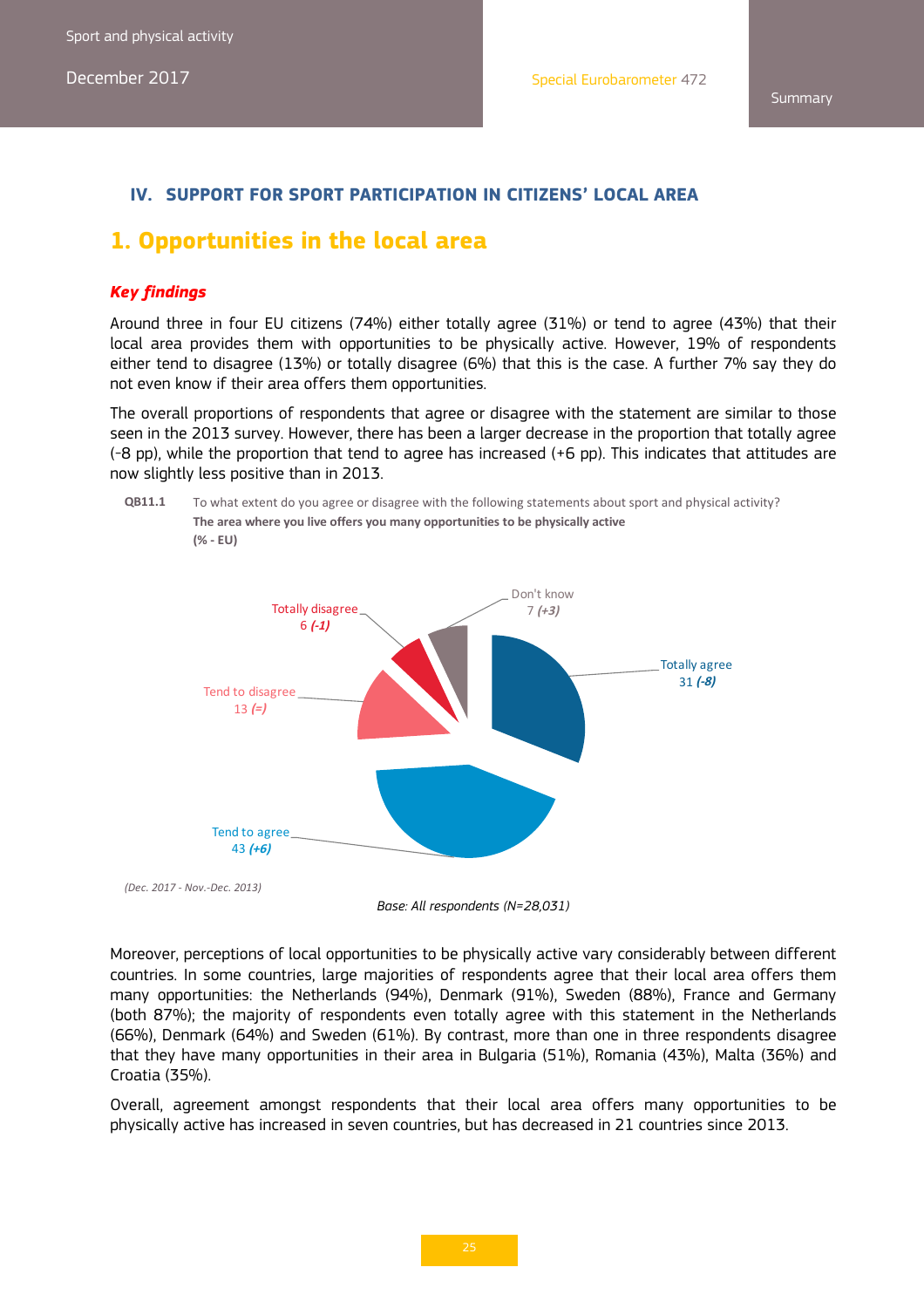## IV. SUPPORT FOR SPORT PARTICIPATION IN CITIZENS' LOCAL AREA

# 1. Opportunities in the local area

### *Key findings*

Around three in four EU citizens (74%) either totally agree (31%) or tend to agree (43%) that their local area provides them with opportunities to be physically active. However, 19% of respondents either tend to disagree (13%) or totally disagree (6%) that this is the case. A further 7% say they do not even know if their area offers them opportunities.

The overall proportions of respondents that agree or disagree with the statement are similar to those seen in the 2013 survey. However, there has been a larger decrease in the proportion that totally agree (-8 pp), while the proportion that tend to agree has increased (+6 pp). This indicates that attitudes are now slightly less positive than in 2013.

**QB11.1** To what extent do you agree or disagree with the following statements about sport and physical activity?
**The area where you live offers you many opportunities to be physically active**
**(% - EU)**

| Response | % | Change |
|---|---|---|
| Totally agree | 31 | (-8) |
| Tend to agree | 43 | (+6) |
| Tend to disagree | 13 | (=) |
| Totally disagree | 6 | (-1) |
| Don't know | 7 | (+3) |

*(Dec. 2017 - Nov.-Dec. 2013)*

*Base: All respondents (N=28,031)*

Moreover, perceptions of local opportunities to be physically active vary considerably between different countries. In some countries, large majorities of respondents agree that their local area offers them many opportunities: the Netherlands (94%), Denmark (91%), Sweden (88%), France and Germany (both 87%); the majority of respondents even totally agree with this statement in the Netherlands (66%), Denmark (64%) and Sweden (61%). By contrast, more than one in three respondents disagree that they have many opportunities in their area in Bulgaria (51%), Romania (43%), Malta (36%) and Croatia (35%).

Overall, agreement amongst respondents that their local area offers many opportunities to be physically active has increased in seven countries, but has decreased in 21 countries since 2013.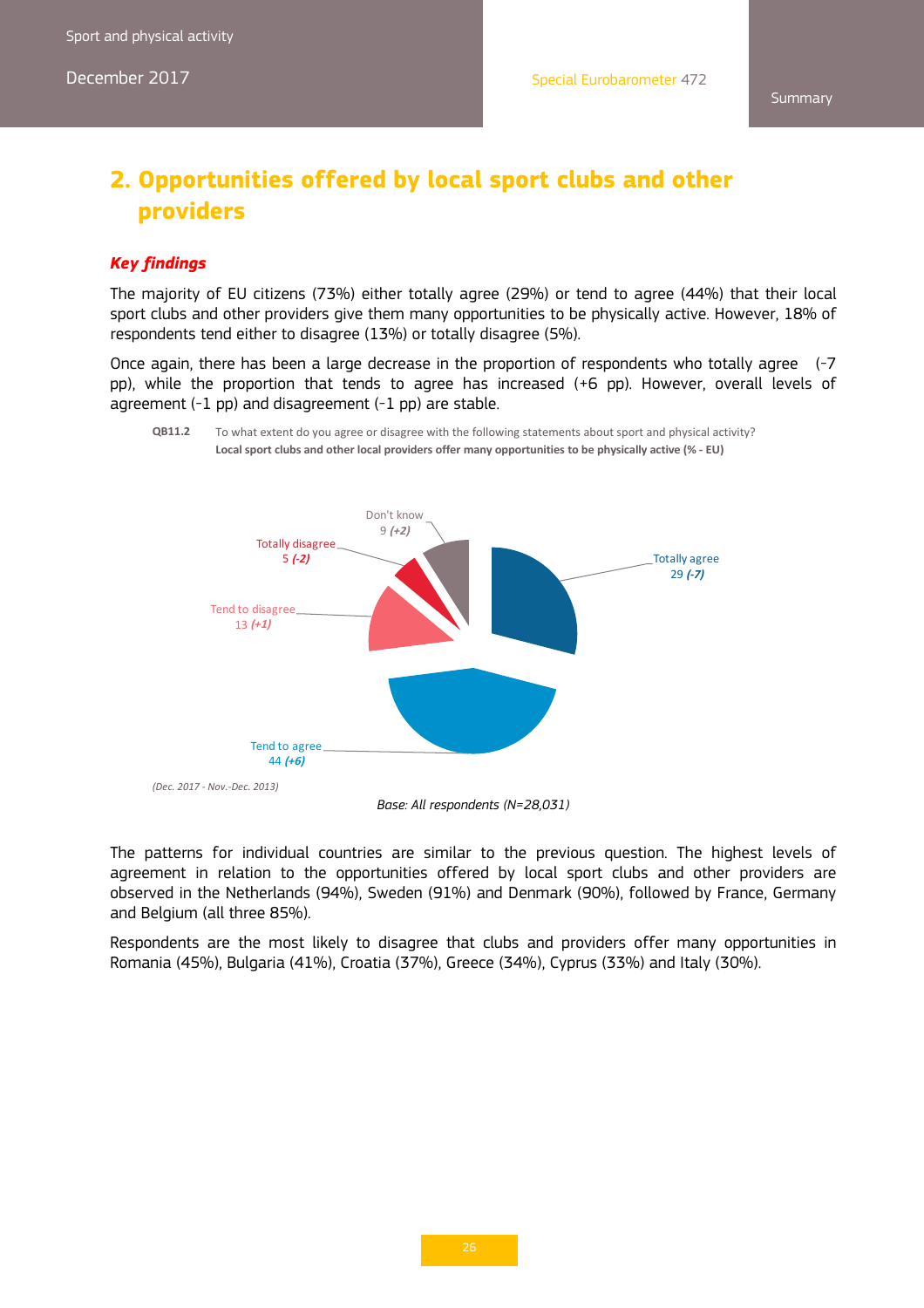## 2. Opportunities offered by local sport clubs and other providers

### *Key findings*

The majority of EU citizens (73%) either totally agree (29%) or tend to agree (44%) that their local sport clubs and other providers give them many opportunities to be physically active. However, 18% of respondents tend either to disagree (13%) or totally disagree (5%).

Once again, there has been a large decrease in the proportion of respondents who totally agree (-7 pp), while the proportion that tends to agree has increased (+6 pp). However, overall levels of agreement (-1 pp) and disagreement (-1 pp) are stable.

**QB11.2** To what extent do you agree or disagree with the following statements about sport and physical activity?
**Local sport clubs and other local providers offer many opportunities to be physically active (% - EU)**

| | % | Change |
|---|---|---|
| Totally agree | 29 | (-7) |
| Tend to agree | 44 | (+6) |
| Tend to disagree | 13 | (+1) |
| Totally disagree | 5 | (-2) |
| Don't know | 9 | (+2) |

*(Dec. 2017 - Nov.-Dec. 2013)*

*Base: All respondents (N=28,031)*

The patterns for individual countries are similar to the previous question. The highest levels of agreement in relation to the opportunities offered by local sport clubs and other providers are observed in the Netherlands (94%), Sweden (91%) and Denmark (90%), followed by France, Germany and Belgium (all three 85%).

Respondents are the most likely to disagree that clubs and providers offer many opportunities in Romania (45%), Bulgaria (41%), Croatia (37%), Greece (34%), Cyprus (33%) and Italy (30%).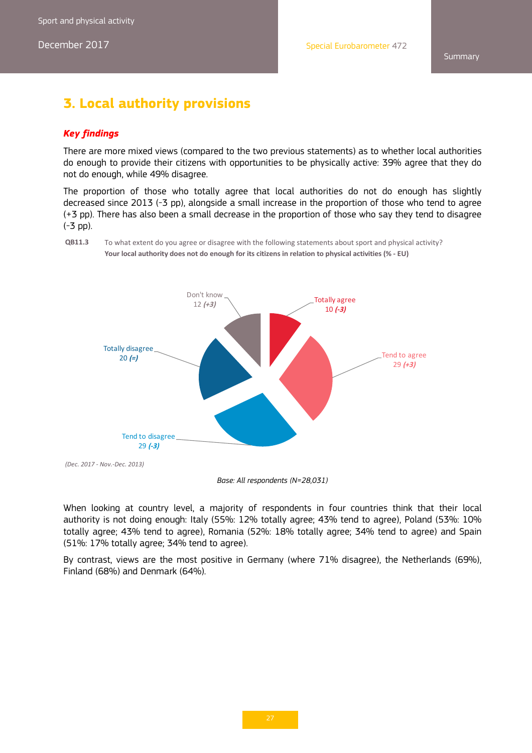# 3. Local authority provisions

***Key findings***

There are more mixed views (compared to the two previous statements) as to whether local authorities do enough to provide their citizens with opportunities to be physically active: 39% agree that they do not do enough, while 49% disagree.

The proportion of those who totally agree that local authorities do not do enough has slightly decreased since 2013 (-3 pp), alongside a small increase in the proportion of those who tend to agree (+3 pp). There has also been a small decrease in the proportion of those who say they tend to disagree (-3 pp).

**QB11.3** To what extent do you agree or disagree with the following statements about sport and physical activity?
**Your local authority does not do enough for its citizens in relation to physical activities (% - EU)**

Totally agree 10 ***(-3)***
Tend to agree 29 ***(+3)***
Tend to disagree 29 ***(-3)***
Totally disagree 20 ***(=)***
Don't know 12 ***(+3)***

*(Dec. 2017 - Nov.-Dec. 2013)*

*Base: All respondents (N=28,031)*

When looking at country level, a majority of respondents in four countries think that their local authority is not doing enough: Italy (55%: 12% totally agree; 43% tend to agree), Poland (53%: 10% totally agree; 43% tend to agree), Romania (52%: 18% totally agree; 34% tend to agree) and Spain (51%: 17% totally agree; 34% tend to agree).

By contrast, views are the most positive in Germany (where 71% disagree), the Netherlands (69%), Finland (68%) and Denmark (64%).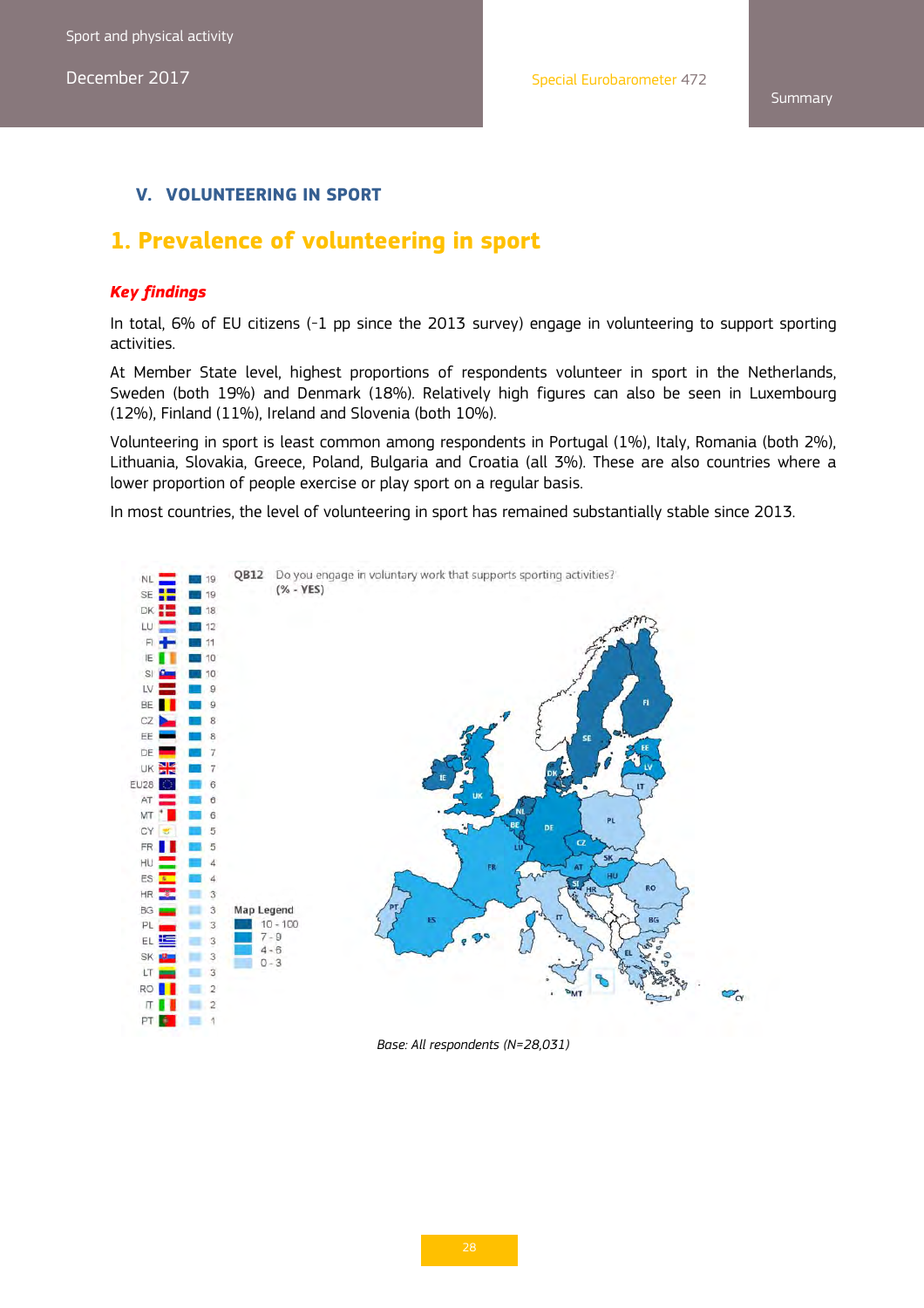## V. VOLUNTEERING IN SPORT

# 1. Prevalence of volunteering in sport

### *Key findings*

In total, 6% of EU citizens (-1 pp since the 2013 survey) engage in volunteering to support sporting activities.

At Member State level, highest proportions of respondents volunteer in sport in the Netherlands, Sweden (both 19%) and Denmark (18%). Relatively high figures can also be seen in Luxembourg (12%), Finland (11%), Ireland and Slovenia (both 10%).

Volunteering in sport is least common among respondents in Portugal (1%), Italy, Romania (both 2%), Lithuania, Slovakia, Greece, Poland, Bulgaria and Croatia (all 3%). These are also countries where a lower proportion of people exercise or play sport on a regular basis.

In most countries, the level of volunteering in sport has remained substantially stable since 2013.

**QB12** Do you engage in voluntary work that supports sporting activities? **(% - YES)**

| Country | % |
|---|---|
| NL | 19 |
| SE | 19 |
| DK | 18 |
| LU | 12 |
| FI | 11 |
| IE | 10 |
| SI | 10 |
| LV | 9 |
| BE | 9 |
| CZ | 8 |
| EE | 8 |
| DE | 7 |
| UK | 7 |
| EU28 | 6 |
| AT | 6 |
| MT | 6 |
| CY | 5 |
| FR | 5 |
| HU | 4 |
| ES | 4 |
| HR | 3 |
| BG | 3 |
| PL | 3 |
| EL | 3 |
| SK | 3 |
| LT | 3 |
| RO | 2 |
| IT | 2 |
| PT | 1 |

Map Legend: 10 - 100; 7 - 9; 4 - 6; 0 - 3

*Base: All respondents (N=28,031)*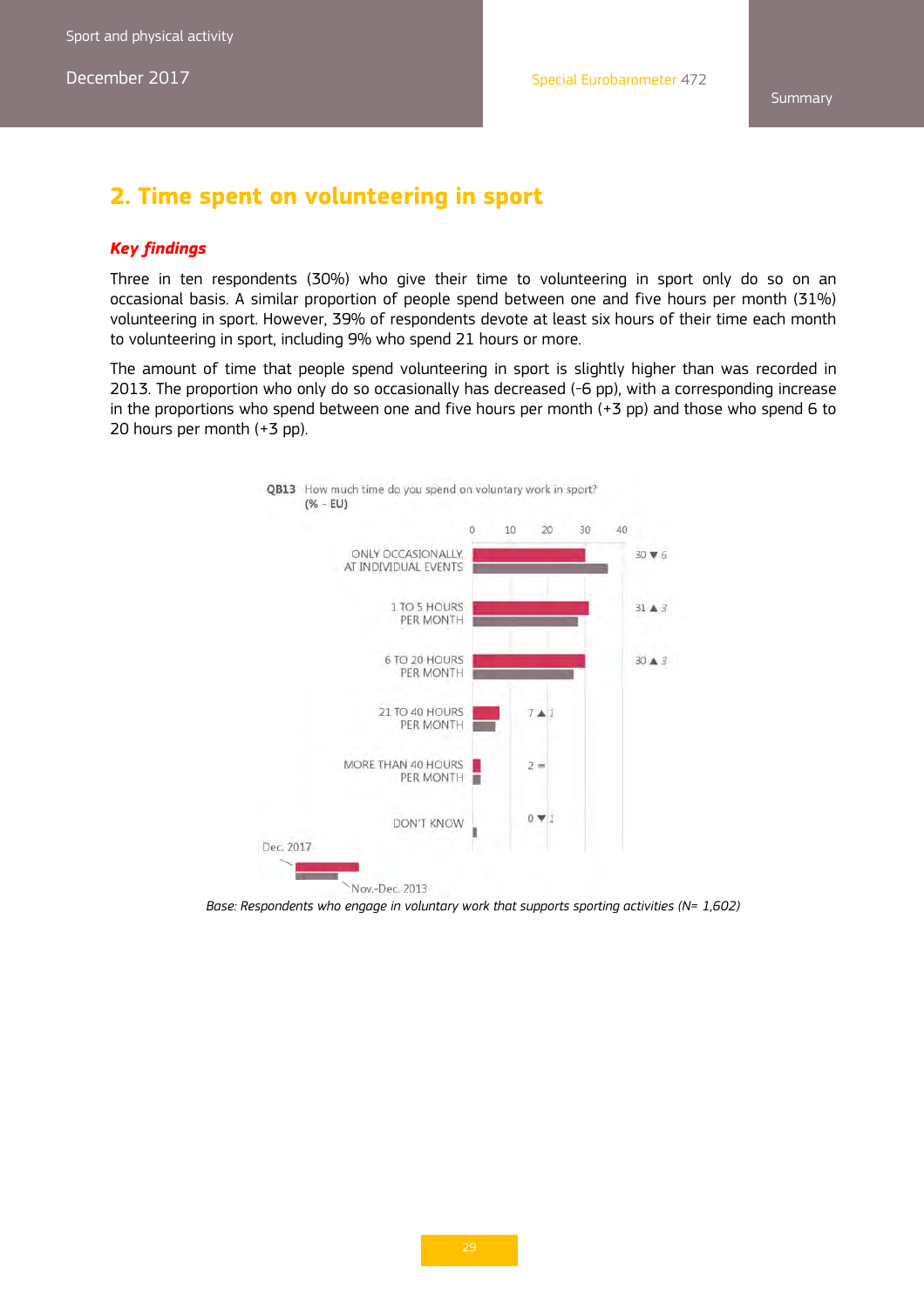## 2. Time spent on volunteering in sport

***Key findings***

Three in ten respondents (30%) who give their time to volunteering in sport only do so on an occasional basis. A similar proportion of people spend between one and five hours per month (31%) volunteering in sport. However, 39% of respondents devote at least six hours of their time each month to volunteering in sport, including 9% who spend 21 hours or more.

The amount of time that people spend volunteering in sport is slightly higher than was recorded in 2013. The proportion who only do so occasionally has decreased (-6 pp), with a corresponding increase in the proportions who spend between one and five hours per month (+3 pp) and those who spend 6 to 20 hours per month (+3 pp).

**QB13** How much time do you spend on voluntary work in sport?
**(% - EU)**

| | Dec. 2017 | Change vs Nov.-Dec. 2013 |
|---|---|---|
| ONLY OCCASIONALLY, AT INDIVIDUAL EVENTS | 30 | ▼ 6 |
| 1 TO 5 HOURS PER MONTH | 31 | ▲ 3 |
| 6 TO 20 HOURS PER MONTH | 30 | ▲ 3 |
| 21 TO 40 HOURS PER MONTH | 7 | ▲ 1 |
| MORE THAN 40 HOURS PER MONTH | 2 | = |
| DON'T KNOW | 0 | ▼ 1 |

*Base: Respondents who engage in voluntary work that supports sporting activities (N= 1,602)*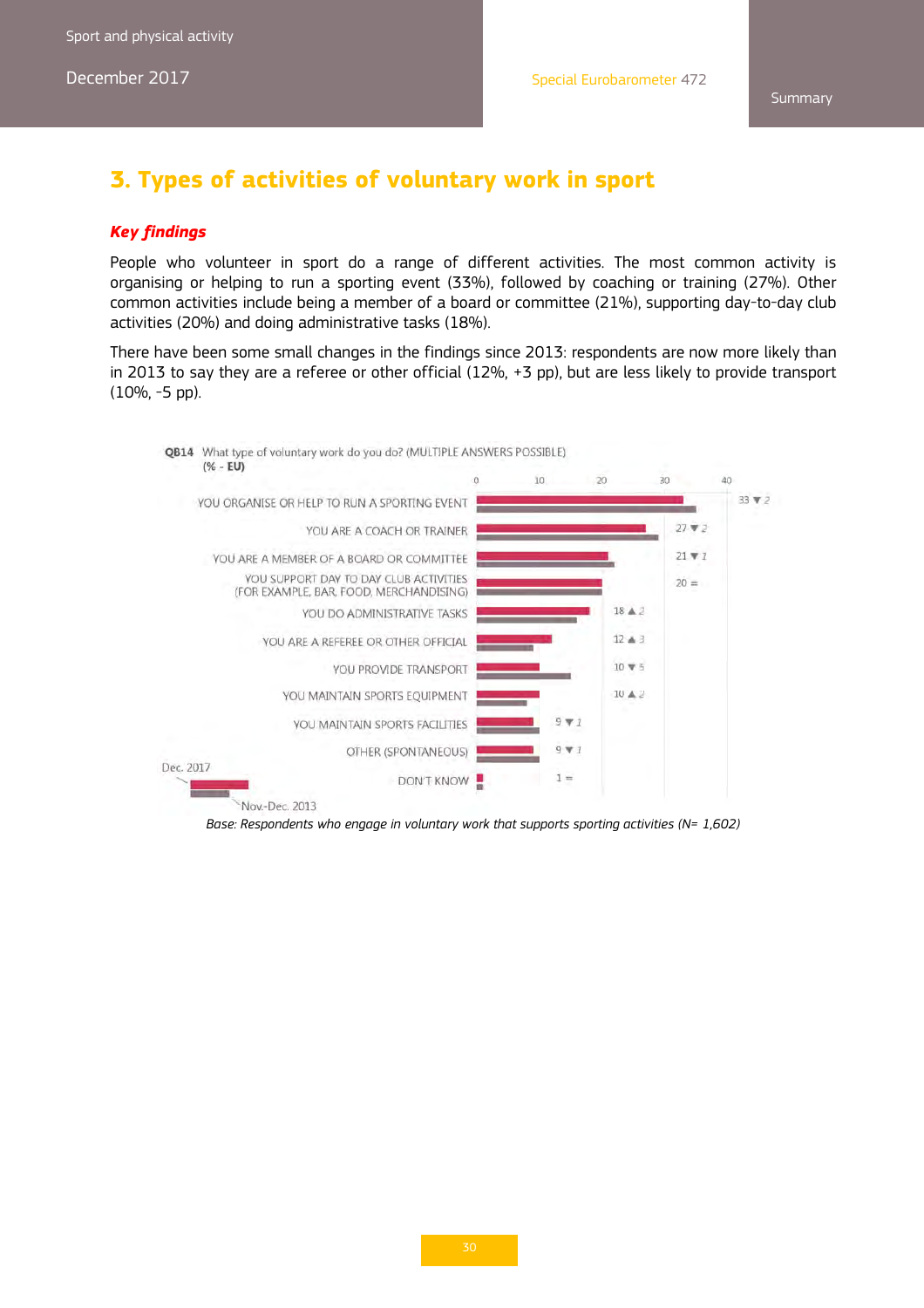# 3. Types of activities of voluntary work in sport

***Key findings***

People who volunteer in sport do a range of different activities. The most common activity is organising or helping to run a sporting event (33%), followed by coaching or training (27%). Other common activities include being a member of a board or committee (21%), supporting day-to-day club activities (20%) and doing administrative tasks (18%).

There have been some small changes in the findings since 2013: respondents are now more likely than in 2013 to say they are a referee or other official (12%, +3 pp), but are less likely to provide transport (10%, -5 pp).

QB14 What type of voluntary work do you do? (MULTIPLE ANSWERS POSSIBLE)
(% - EU)

| | Dec. 2017 | Change vs Nov.-Dec. 2013 |
|---|---|---|
| YOU ORGANISE OR HELP TO RUN A SPORTING EVENT | 33 | ▼ 2 |
| YOU ARE A COACH OR TRAINER | 27 | ▼ 2 |
| YOU ARE A MEMBER OF A BOARD OR COMMITTEE | 21 | ▼ 1 |
| YOU SUPPORT DAY TO DAY CLUB ACTIVITIES (FOR EXAMPLE, BAR, FOOD, MERCHANDISING) | 20 | = |
| YOU DO ADMINISTRATIVE TASKS | 18 | ▲ 2 |
| YOU ARE A REFEREE OR OTHER OFFICIAL | 12 | ▲ 3 |
| YOU PROVIDE TRANSPORT | 10 | ▼ 5 |
| YOU MAINTAIN SPORTS EQUIPMENT | 10 | ▲ 2 |
| YOU MAINTAIN SPORTS FACILITIES | 9 | ▼ 1 |
| OTHER (SPONTANEOUS) | 9 | ▼ 1 |
| DON'T KNOW | 1 | = |

*Base: Respondents who engage in voluntary work that supports sporting activities (N= 1,602)*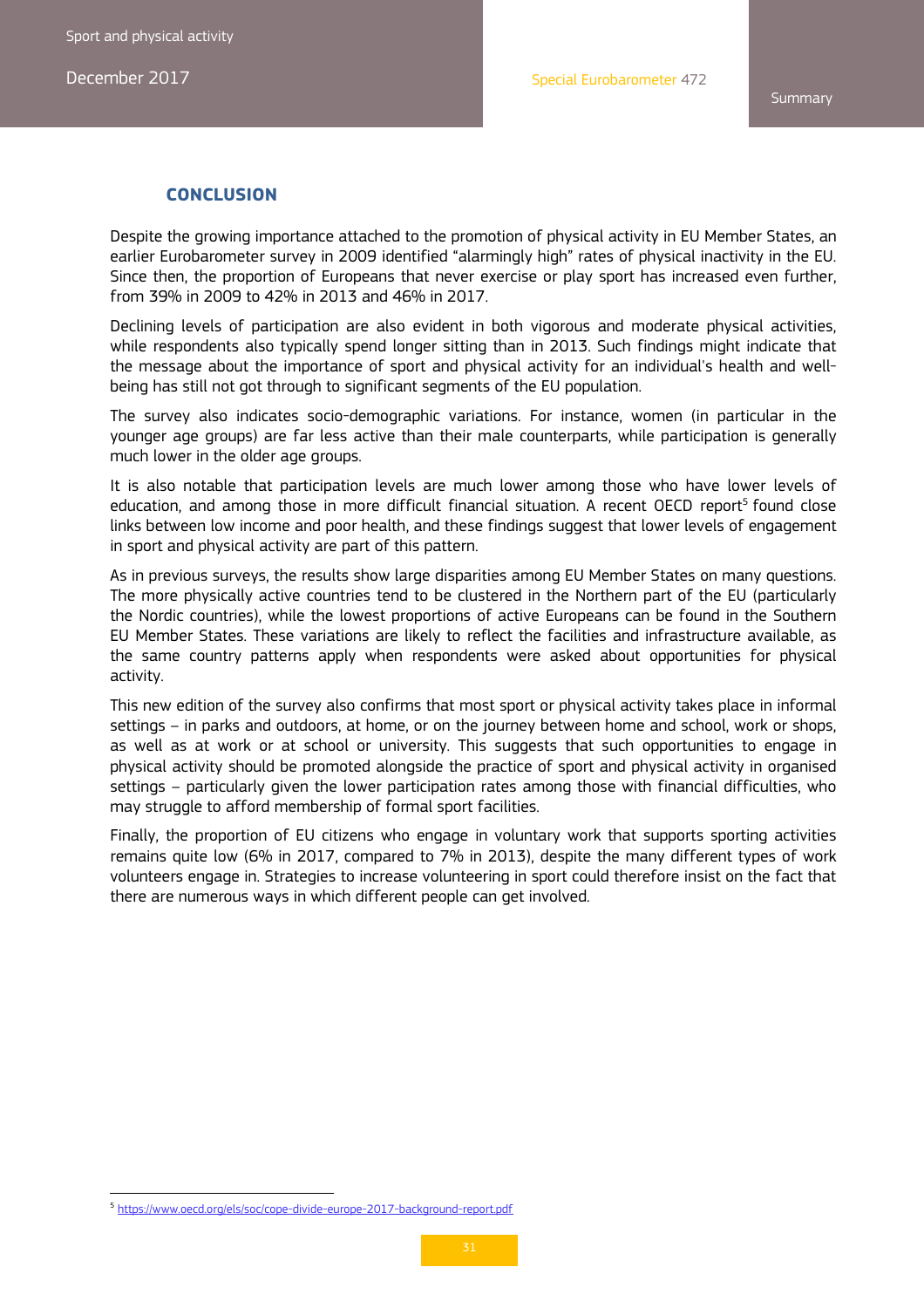## CONCLUSION

Despite the growing importance attached to the promotion of physical activity in EU Member States, an earlier Eurobarometer survey in 2009 identified "alarmingly high" rates of physical inactivity in the EU. Since then, the proportion of Europeans that never exercise or play sport has increased even further, from 39% in 2009 to 42% in 2013 and 46% in 2017.

Declining levels of participation are also evident in both vigorous and moderate physical activities, while respondents also typically spend longer sitting than in 2013. Such findings might indicate that the message about the importance of sport and physical activity for an individual's health and well-being has still not got through to significant segments of the EU population.

The survey also indicates socio-demographic variations. For instance, women (in particular in the younger age groups) are far less active than their male counterparts, while participation is generally much lower in the older age groups.

It is also notable that participation levels are much lower among those who have lower levels of education, and among those in more difficult financial situation. A recent OECD report[5] found close links between low income and poor health, and these findings suggest that lower levels of engagement in sport and physical activity are part of this pattern.

As in previous surveys, the results show large disparities among EU Member States on many questions. The more physically active countries tend to be clustered in the Northern part of the EU (particularly the Nordic countries), while the lowest proportions of active Europeans can be found in the Southern EU Member States. These variations are likely to reflect the facilities and infrastructure available, as the same country patterns apply when respondents were asked about opportunities for physical activity.

This new edition of the survey also confirms that most sport or physical activity takes place in informal settings – in parks and outdoors, at home, or on the journey between home and school, work or shops, as well as at work or at school or university. This suggests that such opportunities to engage in physical activity should be promoted alongside the practice of sport and physical activity in organised settings – particularly given the lower participation rates among those with financial difficulties, who may struggle to afford membership of formal sport facilities.

Finally, the proportion of EU citizens who engage in voluntary work that supports sporting activities remains quite low (6% in 2017, compared to 7% in 2013), despite the many different types of work volunteers engage in. Strategies to increase volunteering in sport could therefore insist on the fact that there are numerous ways in which different people can get involved.

---

[5] https://www.oecd.org/els/soc/cope-divide-europe-2017-background-report.pdf